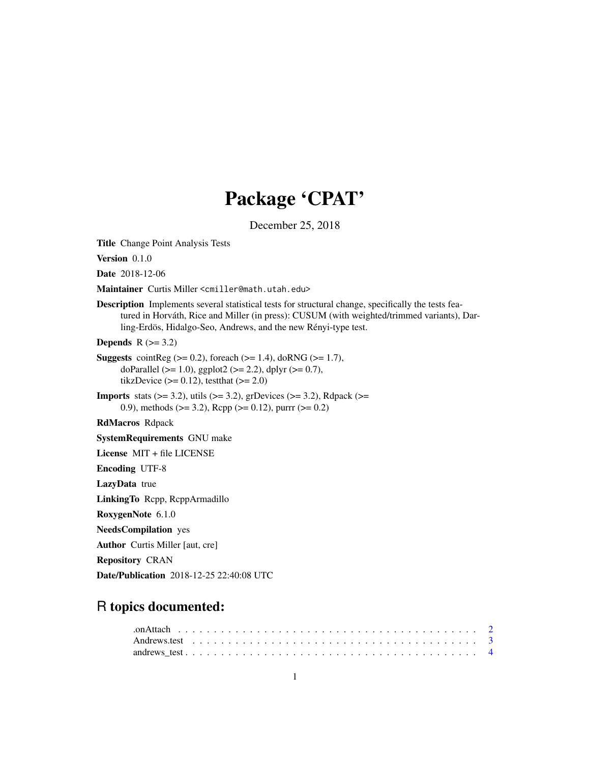# Package 'CPAT'

December 25, 2018

**Title** Change Point Analysis Tests

**Version** 0.1.0

**Date** 2018-12-06

**Maintainer** Curtis Miller <cmiller@math.utah.edu>

**Description** Implements several statistical tests for structural change, specifically the tests featured in Horváth, Rice and Miller (in press): CUSUM (with weighted/trimmed variants), Darling-Erdös, Hidalgo-Seo, Andrews, and the new Rényi-type test.

**Depends** R (>= 3.2)

**Suggests** cointReg (>= 0.2), foreach (>= 1.4), doRNG (>= 1.7), doParallel (>= 1.0), ggplot2 (>= 2.2), dplyr (>= 0.7), tikzDevice (>= 0.12), testthat (>= 2.0)

**Imports** stats (>= 3.2), utils (>= 3.2), grDevices (>= 3.2), Rdpack (>= 0.9), methods (>= 3.2), Rcpp (>= 0.12), purrr (>= 0.2)

**RdMacros** Rdpack

**SystemRequirements** GNU make

**License** MIT + file LICENSE

**Encoding** UTF-8

**LazyData** true

**LinkingTo** Rcpp, RcppArmadillo

**RoxygenNote** 6.1.0

**NeedsCompilation** yes

**Author** Curtis Miller [aut, cre]

**Repository** CRAN

**Date/Publication** 2018-12-25 22:40:08 UTC

## R topics documented:

.onAttach . . . . . . . . . . . . . . . . . . . . . . . . . . . . . . . . . . . . . . . . 2
Andrews.test . . . . . . . . . . . . . . . . . . . . . . . . . . . . . . . . . . . . . . 3
andrews_test . . . . . . . . . . . . . . . . . . . . . . . . . . . . . . . . . . . . . . 4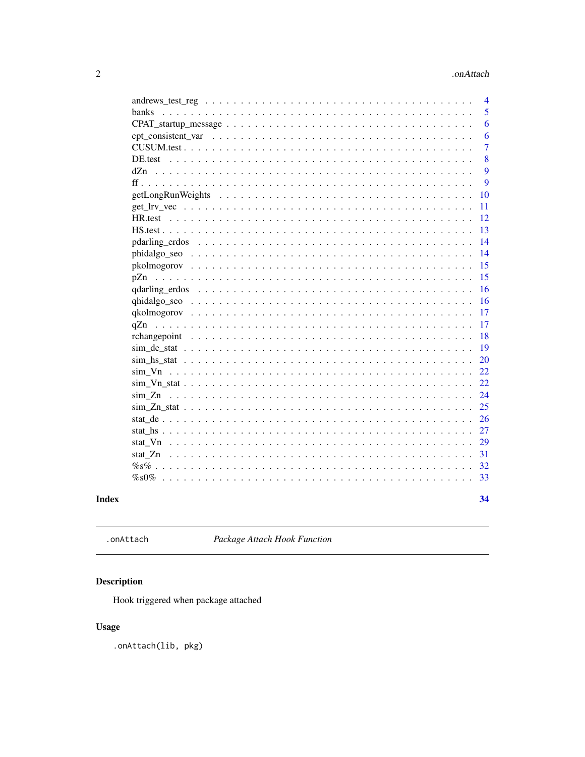| | |
|---|---|
| andrews_test_reg | 4 |
| banks | 5 |
| CPAT_startup_message | 6 |
| cpt_consistent_var | 6 |
| CUSUM.test | 7 |
| DE.test | 8 |
| dZn | 9 |
| ff | 9 |
| getLongRunWeights | 10 |
| get_lrv_vec | 11 |
| HR.test | 12 |
| HS.test | 13 |
| pdarling_erdos | 14 |
| phidalgo_seo | 14 |
| pkolmogorov | 15 |
| pZn | 15 |
| qdarling_erdos | 16 |
| qhidalgo_seo | 16 |
| qkolmogorov | 17 |
| qZn | 17 |
| rchangepoint | 18 |
| sim_de_stat | 19 |
| sim_hs_stat | 20 |
| sim_Vn | 22 |
| sim_Vn_stat | 22 |
| sim_Zn | 24 |
| sim_Zn_stat | 25 |
| stat_de | 26 |
| stat_hs | 27 |
| stat_Vn | 29 |
| stat_Zn | 31 |
| %s% | 32 |
| %s0% | 33 |

**Index** **34**

---

`.onAttach` *Package Attach Hook Function*

---

## Description

Hook triggered when package attached

## Usage

```
.onAttach(lib, pkg)
```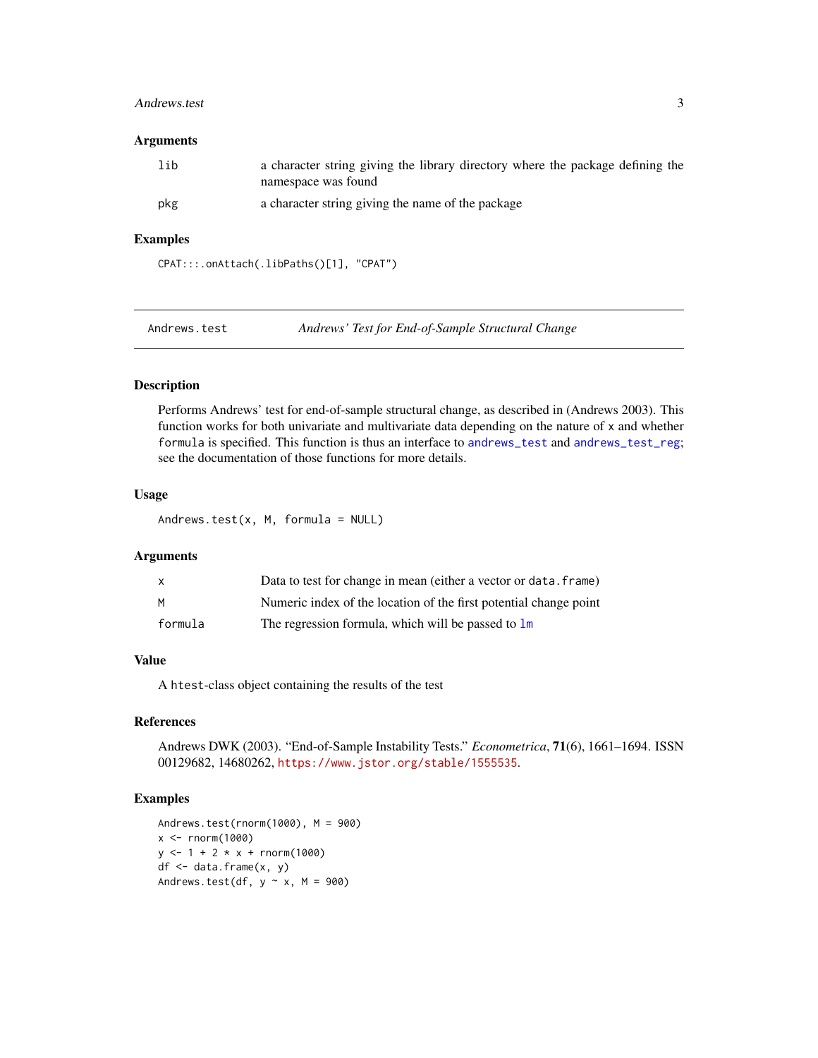### Arguments

| | |
|---|---|
| lib | a character string giving the library directory where the package defining the namespace was found |
| pkg | a character string giving the name of the package |

### Examples

```
CPAT:::.onAttach(.libPaths()[1], "CPAT")
```

---

## Andrews.test &nbsp;&nbsp;&nbsp;&nbsp; *Andrews' Test for End-of-Sample Structural Change*

---

### Description

Performs Andrews' test for end-of-sample structural change, as described in (Andrews 2003). This function works for both univariate and multivariate data depending on the nature of `x` and whether `formula` is specified. This function is thus an interface to `andrews_test` and `andrews_test_reg`; see the documentation of those functions for more details.

### Usage

```
Andrews.test(x, M, formula = NULL)
```

### Arguments

| | |
|---|---|
| x | Data to test for change in mean (either a vector or `data.frame`) |
| M | Numeric index of the location of the first potential change point |
| formula | The regression formula, which will be passed to `lm` |

### Value

A `htest`-class object containing the results of the test

### References

Andrews DWK (2003). "End-of-Sample Instability Tests." *Econometrica*, **71**(6), 1661–1694. ISSN 00129682, 14680262, https://www.jstor.org/stable/1555535.

### Examples

```
Andrews.test(rnorm(1000), M = 900)
x <- rnorm(1000)
y <- 1 + 2 * x + rnorm(1000)
df <- data.frame(x, y)
Andrews.test(df, y ~ x, M = 900)
```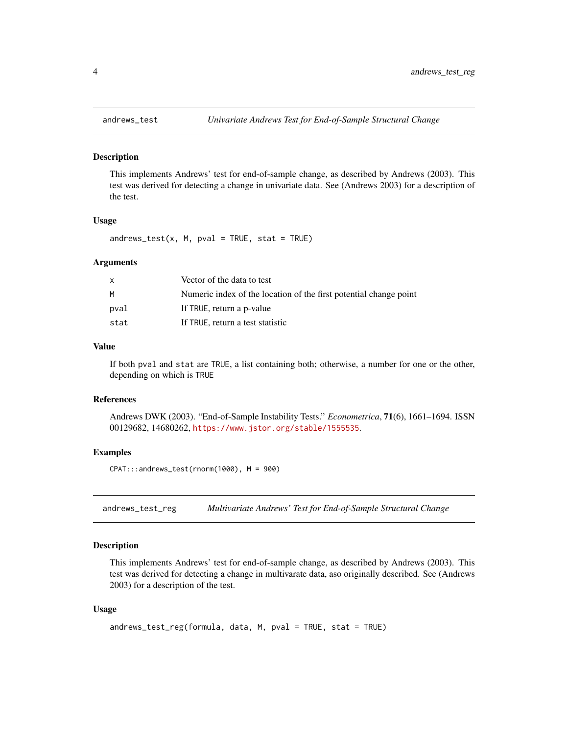## andrews_test — *Univariate Andrews Test for End-of-Sample Structural Change*

### Description

This implements Andrews' test for end-of-sample change, as described by Andrews (2003). This test was derived for detecting a change in univariate data. See (Andrews 2003) for a description of the test.

### Usage

```
andrews_test(x, M, pval = TRUE, stat = TRUE)
```

### Arguments

| | |
|---|---|
| `x` | Vector of the data to test |
| `M` | Numeric index of the location of the first potential change point |
| `pval` | If `TRUE`, return a p-value |
| `stat` | If `TRUE`, return a test statistic |

### Value

If both `pval` and `stat` are `TRUE`, a list containing both; otherwise, a number for one or the other, depending on which is `TRUE`

### References

Andrews DWK (2003). "End-of-Sample Instability Tests." *Econometrica*, **71**(6), 1661–1694. ISSN 00129682, 14680262, https://www.jstor.org/stable/1555535.

### Examples

```
CPAT:::andrews_test(rnorm(1000), M = 900)
```

## andrews_test_reg — *Multivariate Andrews' Test for End-of-Sample Structural Change*

### Description

This implements Andrews' test for end-of-sample change, as described by Andrews (2003). This test was derived for detecting a change in multivarate data, aso originally described. See (Andrews 2003) for a description of the test.

### Usage

```
andrews_test_reg(formula, data, M, pval = TRUE, stat = TRUE)
```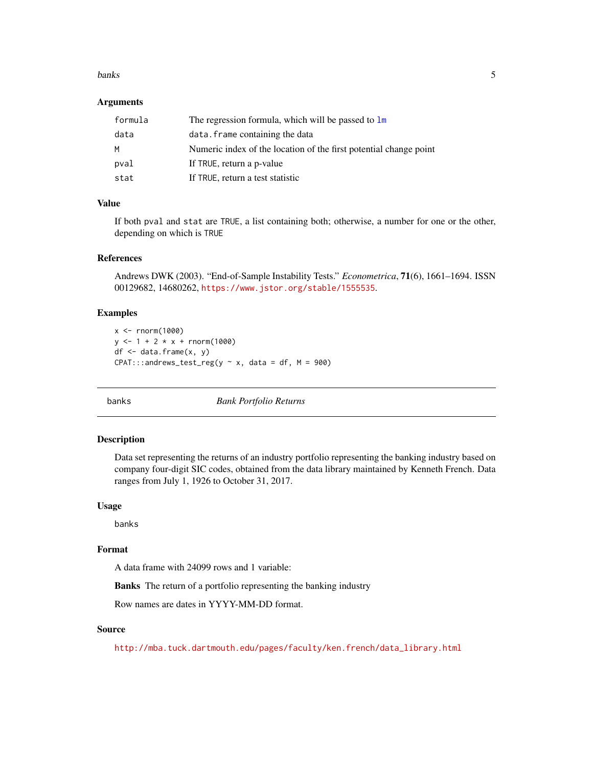### Arguments

| | |
|---|---|
| formula | The regression formula, which will be passed to lm |
| data | data.frame containing the data |
| M | Numeric index of the location of the first potential change point |
| pval | If TRUE, return a p-value |
| stat | If TRUE, return a test statistic |

### Value

If both pval and stat are TRUE, a list containing both; otherwise, a number for one or the other, depending on which is TRUE

### References

Andrews DWK (2003). "End-of-Sample Instability Tests." *Econometrica*, **71**(6), 1661–1694. ISSN 00129682, 14680262, https://www.jstor.org/stable/1555535.

### Examples

```
x <- rnorm(1000)
y <- 1 + 2 * x + rnorm(1000)
df <- data.frame(x, y)
CPAT:::andrews_test_reg(y ~ x, data = df, M = 900)
```

---

## banks — *Bank Portfolio Returns*

### Description

Data set representing the returns of an industry portfolio representing the banking industry based on company four-digit SIC codes, obtained from the data library maintained by Kenneth French. Data ranges from July 1, 1926 to October 31, 2017.

### Usage

```
banks
```

### Format

A data frame with 24099 rows and 1 variable:

**Banks** The return of a portfolio representing the banking industry

Row names are dates in YYYY-MM-DD format.

### Source

http://mba.tuck.dartmouth.edu/pages/faculty/ken.french/data_library.html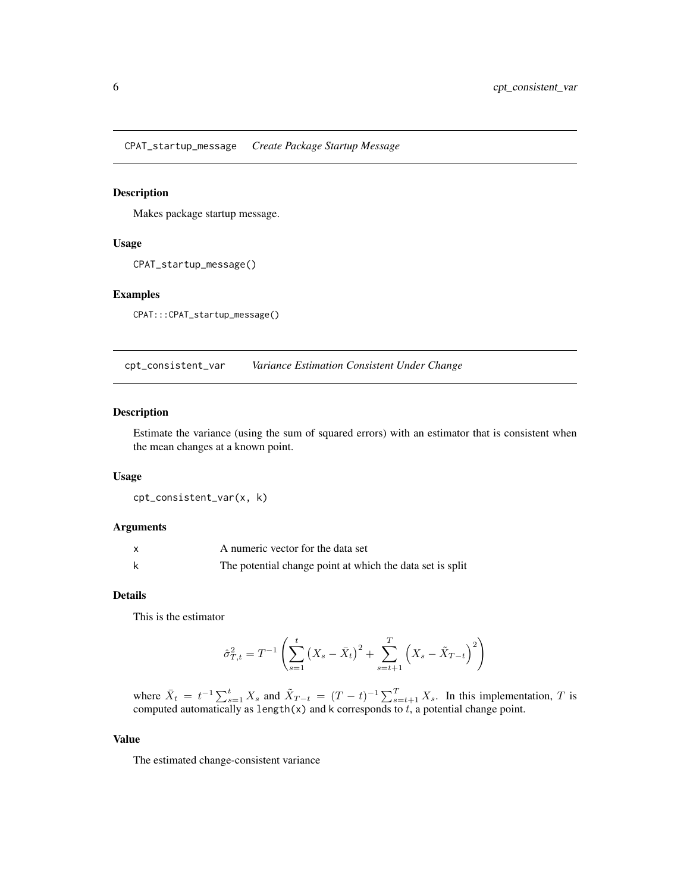## CPAT_startup_message *Create Package Startup Message*

### Description

Makes package startup message.

### Usage

```
CPAT_startup_message()
```

### Examples

```
CPAT:::CPAT_startup_message()
```

## cpt_consistent_var *Variance Estimation Consistent Under Change*

### Description

Estimate the variance (using the sum of squared errors) with an estimator that is consistent when the mean changes at a known point.

### Usage

```
cpt_consistent_var(x, k)
```

### Arguments

| | |
|---|---|
| x | A numeric vector for the data set |
| k | The potential change point at which the data set is split |

### Details

This is the estimator

$$\hat{\sigma}^2_{T,t} = T^{-1} \left( \sum_{s=1}^{t} \left( X_s - \bar{X}_t \right)^2 + \sum_{s=t+1}^{T} \left( X_s - \tilde{X}_{T-t} \right)^2 \right)$$

where $\bar{X}_t = t^{-1} \sum_{s=1}^{t} X_s$ and $\tilde{X}_{T-t} = (T-t)^{-1} \sum_{s=t+1}^{T} X_s$. In this implementation, $T$ is computed automatically as `length(x)` and `k` corresponds to $t$, a potential change point.

### Value

The estimated change-consistent variance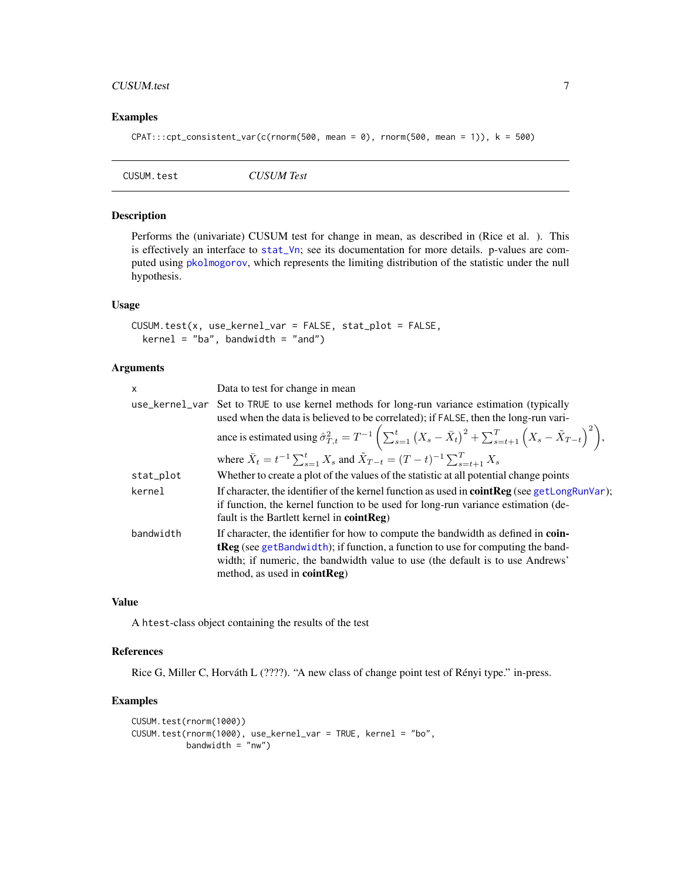## Examples

```
CPAT:::cpt_consistent_var(c(rnorm(500, mean = 0), rnorm(500, mean = 1)), k = 500)
```

---

CUSUM.test &nbsp;&nbsp;&nbsp;&nbsp;&nbsp;&nbsp; *CUSUM Test*

---

### Description

Performs the (univariate) CUSUM test for change in mean, as described in (Rice et al. ). This is effectively an interface to stat_Vn; see its documentation for more details. p-values are computed using pkolmogorov, which represents the limiting distribution of the statistic under the null hypothesis.

### Usage

```
CUSUM.test(x, use_kernel_var = FALSE, stat_plot = FALSE,
  kernel = "ba", bandwidth = "and")
```

### Arguments

| | |
|---|---|
| x | Data to test for change in mean |
| use_kernel_var | Set to TRUE to use kernel methods for long-run variance estimation (typically used when the data is believed to be correlated); if FALSE, then the long-run variance is estimated using $\hat{\sigma}^2_{T,t} = T^{-1}\left(\sum_{s=1}^{t}\left(X_s - \bar{X}_t\right)^2 + \sum_{s=t+1}^{T}\left(X_s - \tilde{X}_{T-t}\right)^2\right)$, where $\bar{X}_t = t^{-1}\sum_{s=1}^{t} X_s$ and $\tilde{X}_{T-t} = (T-t)^{-1}\sum_{s=t+1}^{T} X_s$ |
| stat_plot | Whether to create a plot of the values of the statistic at all potential change points |
| kernel | If character, the identifier of the kernel function as used in **cointReg** (see getLongRunVar); if function, the kernel function to be used for long-run variance estimation (default is the Bartlett kernel in **cointReg**) |
| bandwidth | If character, the identifier for how to compute the bandwidth as defined in **cointReg** (see getBandwidth); if function, a function to use for computing the bandwidth; if numeric, the bandwidth value to use (the default is to use Andrews' method, as used in **cointReg**) |

### Value

A htest-class object containing the results of the test

### References

Rice G, Miller C, Horváth L (????). "A new class of change point test of Rényi type." in-press.

### Examples

```
CUSUM.test(rnorm(1000))
CUSUM.test(rnorm(1000), use_kernel_var = TRUE, kernel = "bo",
           bandwidth = "nw")
```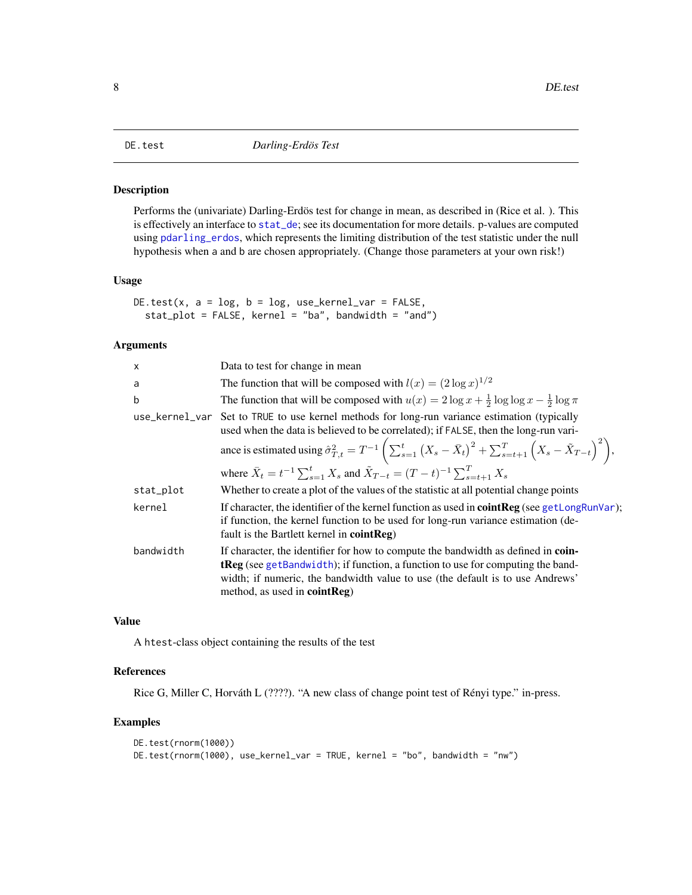# DE.test — *Darling-Erdös Test*

## Description

Performs the (univariate) Darling-Erdös test for change in mean, as described in (Rice et al. ). This is effectively an interface to `stat_de`; see its documentation for more details. p-values are computed using `pdarling_erdos`, which represents the limiting distribution of the test statistic under the null hypothesis when a and b are chosen appropriately. (Change those parameters at your own risk!)

## Usage

```
DE.test(x, a = log, b = log, use_kernel_var = FALSE,
  stat_plot = FALSE, kernel = "ba", bandwidth = "and")
```

## Arguments

| | |
|---|---|
| `x` | Data to test for change in mean |
| `a` | The function that will be composed with $l(x) = (2 \log x)^{1/2}$ |
| `b` | The function that will be composed with $u(x) = 2 \log x + \frac{1}{2} \log \log x - \frac{1}{2} \log \pi$ |
| `use_kernel_var` | Set to `TRUE` to use kernel methods for long-run variance estimation (typically used when the data is believed to be correlated); if `FALSE`, then the long-run variance is estimated using $\hat{\sigma}^2_{T,t} = T^{-1} \left( \sum_{s=1}^{t} \left( X_s - \bar{X}_t \right)^2 + \sum_{s=t+1}^{T} \left( X_s - \tilde{X}_{T-t} \right)^2 \right)$, where $\bar{X}_t = t^{-1} \sum_{s=1}^{t} X_s$ and $\tilde{X}_{T-t} = (T-t)^{-1} \sum_{s=t+1}^{T} X_s$ |
| `stat_plot` | Whether to create a plot of the values of the statistic at all potential change points |
| `kernel` | If character, the identifier of the kernel function as used in **cointReg** (see `getLongRunVar`); if function, the kernel function to be used for long-run variance estimation (default is the Bartlett kernel in **cointReg**) |
| `bandwidth` | If character, the identifier for how to compute the bandwidth as defined in **cointReg** (see `getBandwidth`); if function, a function to use for computing the bandwidth; if numeric, the bandwidth value to use (the default is to use Andrews' method, as used in **cointReg**) |

## Value

A `htest`-class object containing the results of the test

## References

Rice G, Miller C, Horváth L (????). "A new class of change point test of Rényi type." in-press.

## Examples

```
DE.test(rnorm(1000))
DE.test(rnorm(1000), use_kernel_var = TRUE, kernel = "bo", bandwidth = "nw")
```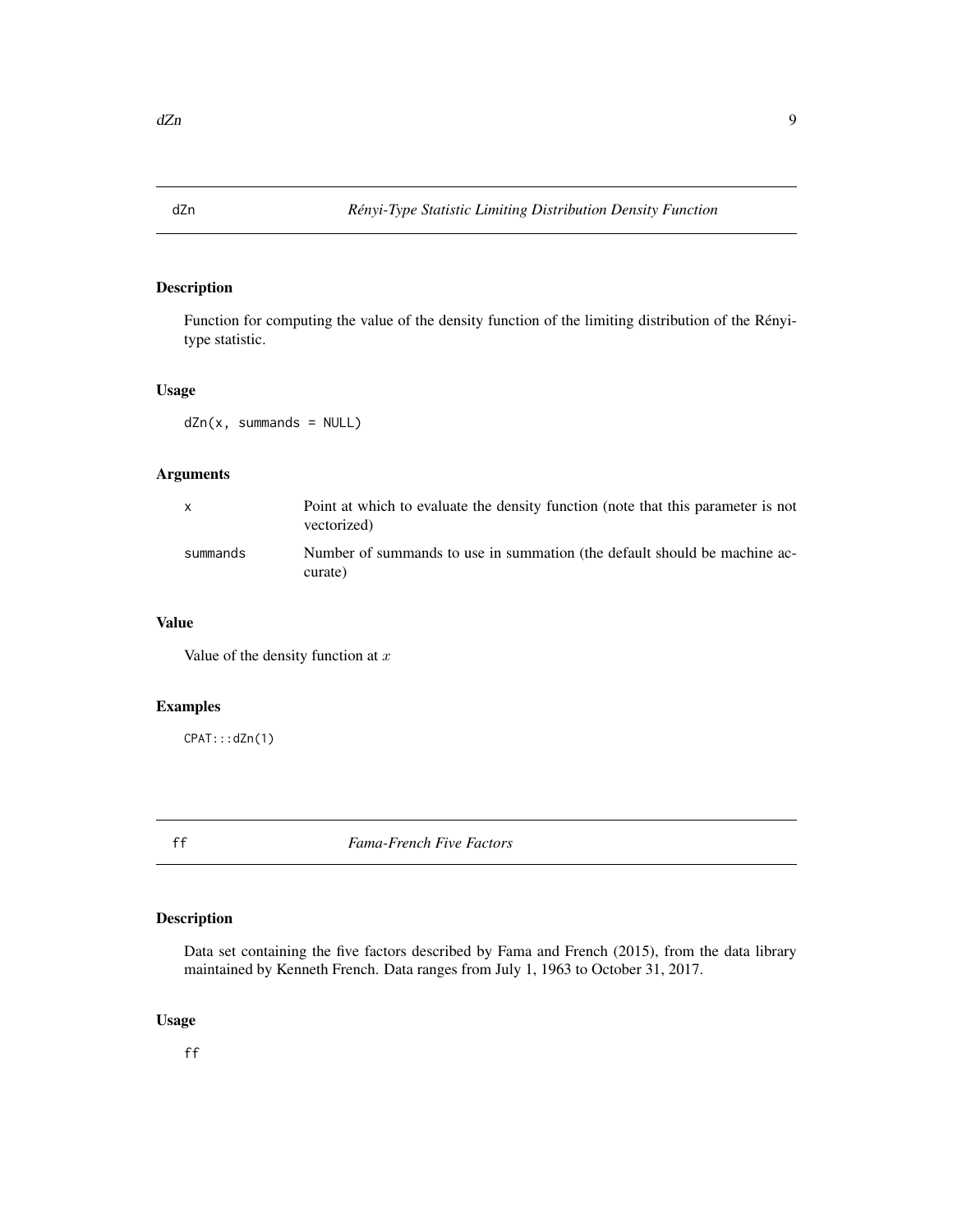## dZn *Rényi-Type Statistic Limiting Distribution Density Function*

### Description

Function for computing the value of the density function of the limiting distribution of the Rényi-type statistic.

### Usage

```
dZn(x, summands = NULL)
```

### Arguments

| | |
|---|---|
| x | Point at which to evaluate the density function (note that this parameter is not vectorized) |
| summands | Number of summands to use in summation (the default should be machine accurate) |

### Value

Value of the density function at $x$

### Examples

```
CPAT:::dZn(1)
```

## ff *Fama-French Five Factors*

### Description

Data set containing the five factors described by Fama and French (2015), from the data library maintained by Kenneth French. Data ranges from July 1, 1963 to October 31, 2017.

### Usage

```
ff
```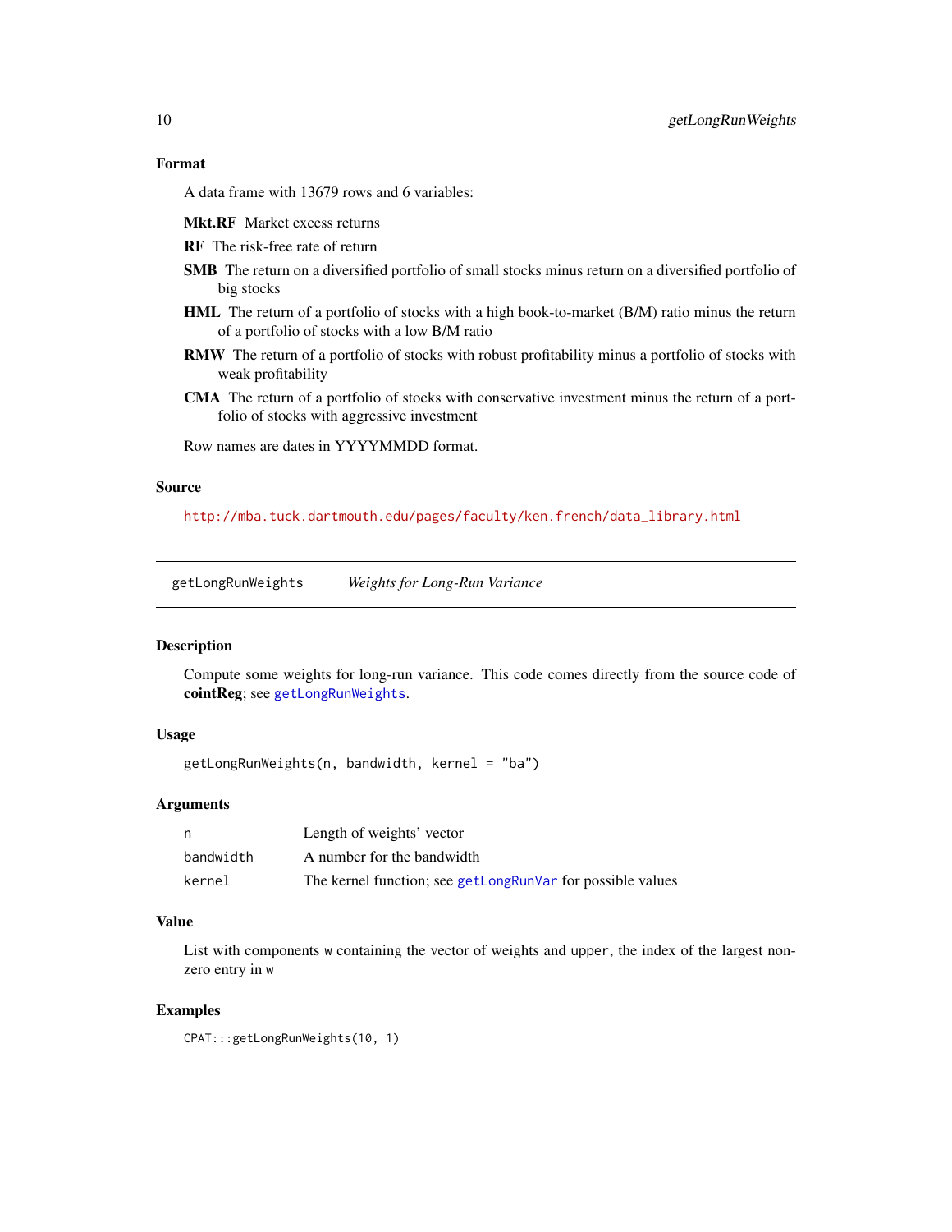### Format

A data frame with 13679 rows and 6 variables:

**Mkt.RF** Market excess returns

**RF** The risk-free rate of return

**SMB** The return on a diversified portfolio of small stocks minus return on a diversified portfolio of big stocks

**HML** The return of a portfolio of stocks with a high book-to-market (B/M) ratio minus the return of a portfolio of stocks with a low B/M ratio

**RMW** The return of a portfolio of stocks with robust profitability minus a portfolio of stocks with weak profitability

**CMA** The return of a portfolio of stocks with conservative investment minus the return of a portfolio of stocks with aggressive investment

Row names are dates in YYYYMMDD format.

### Source

http://mba.tuck.dartmouth.edu/pages/faculty/ken.french/data_library.html

---

## getLongRunWeights *Weights for Long-Run Variance*

### Description

Compute some weights for long-run variance. This code comes directly from the source code of **cointReg**; see `getLongRunWeights`.

### Usage

```
getLongRunWeights(n, bandwidth, kernel = "ba")
```

### Arguments

| | |
|---|---|
| `n` | Length of weights' vector |
| `bandwidth` | A number for the bandwidth |
| `kernel` | The kernel function; see `getLongRunVar` for possible values |

### Value

List with components `w` containing the vector of weights and `upper`, the index of the largest non-zero entry in `w`

### Examples

```
CPAT:::getLongRunWeights(10, 1)
```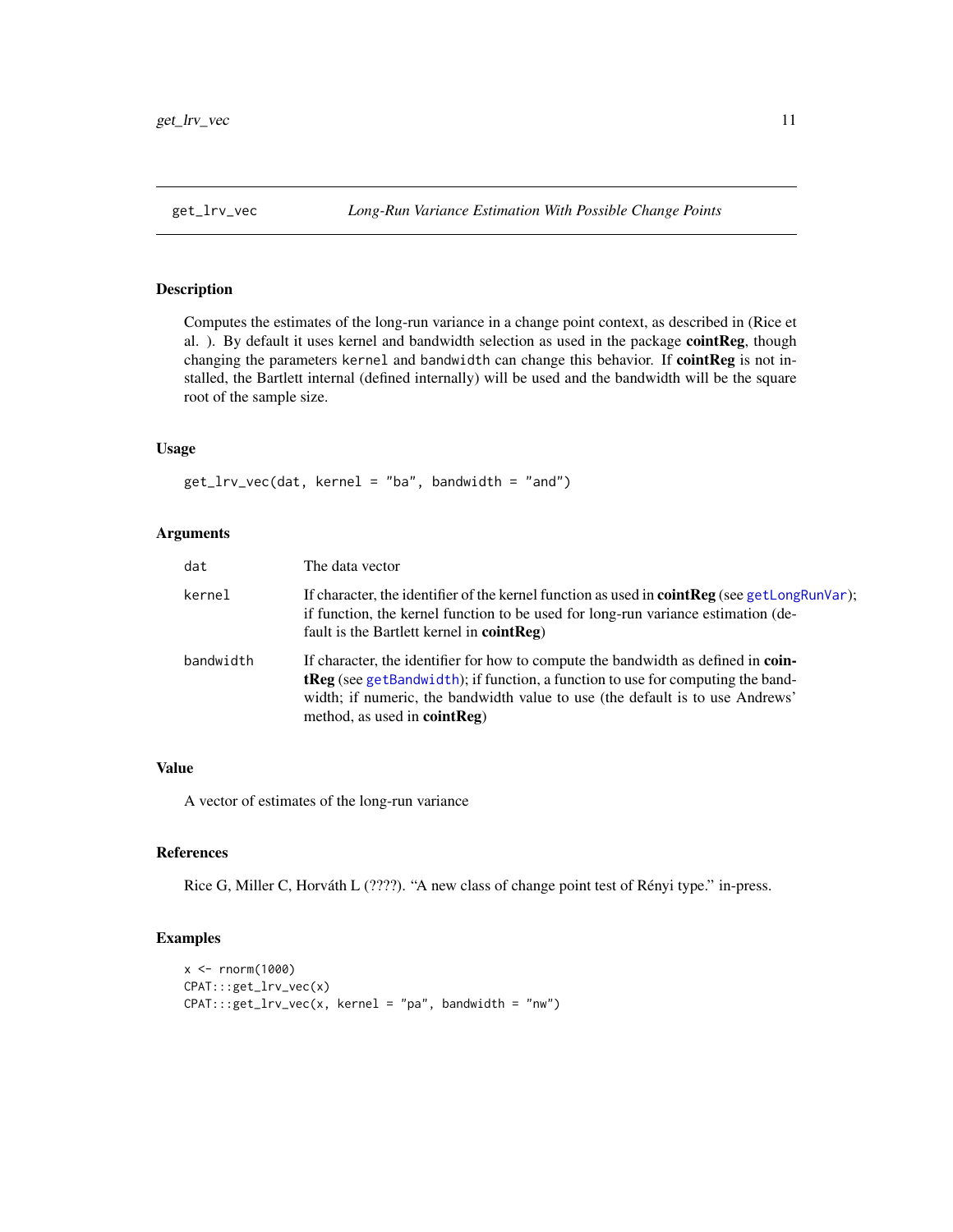get_lrv_vec — *Long-Run Variance Estimation With Possible Change Points*

## Description

Computes the estimates of the long-run variance in a change point context, as described in (Rice et al. ). By default it uses kernel and bandwidth selection as used in the package **cointReg**, though changing the parameters `kernel` and `bandwidth` can change this behavior. If **cointReg** is not installed, the Bartlett internal (defined internally) will be used and the bandwidth will be the square root of the sample size.

## Usage

```
get_lrv_vec(dat, kernel = "ba", bandwidth = "and")
```

## Arguments

| | |
|---|---|
| `dat` | The data vector |
| `kernel` | If character, the identifier of the kernel function as used in **cointReg** (see `getLongRunVar`); if function, the kernel function to be used for long-run variance estimation (default is the Bartlett kernel in **cointReg**) |
| `bandwidth` | If character, the identifier for how to compute the bandwidth as defined in **cointReg** (see `getBandwidth`); if function, a function to use for computing the bandwidth; if numeric, the bandwidth value to use (the default is to use Andrews' method, as used in **cointReg**) |

## Value

A vector of estimates of the long-run variance

## References

Rice G, Miller C, Horváth L (????). "A new class of change point test of Rényi type." in-press.

## Examples

```
x <- rnorm(1000)
CPAT:::get_lrv_vec(x)
CPAT:::get_lrv_vec(x, kernel = "pa", bandwidth = "nw")
```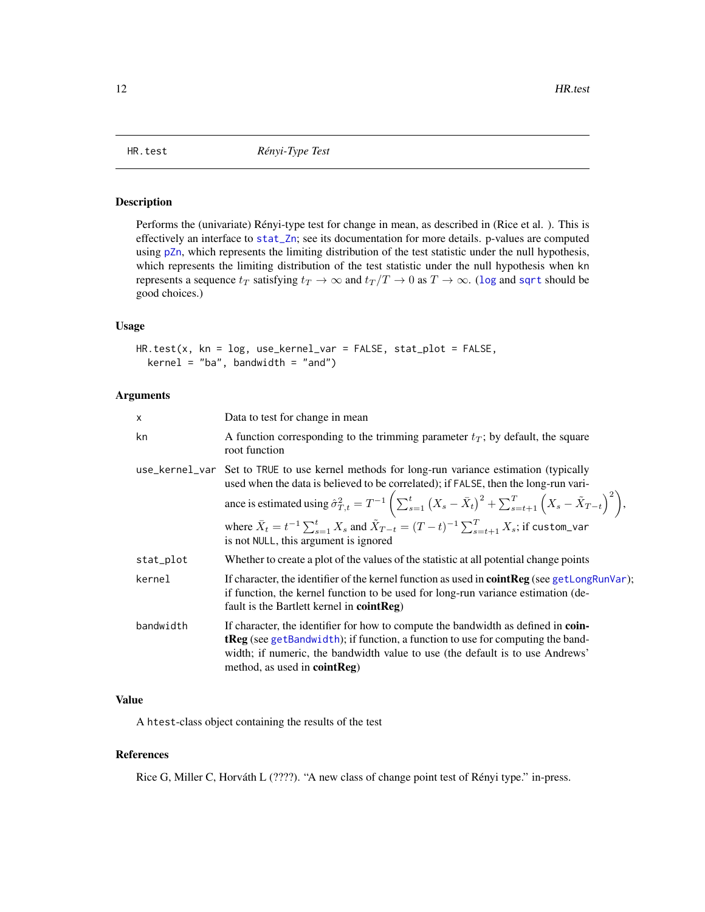HR.test    *Rényi-Type Test*

## Description

Performs the (univariate) Rényi-type test for change in mean, as described in (Rice et al. ). This is effectively an interface to stat_Zn; see its documentation for more details. p-values are computed using pZn, which represents the limiting distribution of the test statistic under the null hypothesis, which represents the limiting distribution of the test statistic under the null hypothesis when kn represents a sequence $t_T$ satisfying $t_T \to \infty$ and $t_T/T \to 0$ as $T \to \infty$. (log and sqrt should be good choices.)

## Usage

```
HR.test(x, kn = log, use_kernel_var = FALSE, stat_plot = FALSE,
  kernel = "ba", bandwidth = "and")
```

## Arguments

| | |
|---|---|
| x | Data to test for change in mean |
| kn | A function corresponding to the trimming parameter $t_T$; by default, the square root function |
| use_kernel_var | Set to TRUE to use kernel methods for long-run variance estimation (typically used when the data is believed to be correlated); if FALSE, then the long-run variance is estimated using $\hat{\sigma}^2_{T,t} = T^{-1}\left(\sum_{s=1}^{t}\left(X_s - \bar{X}_t\right)^2 + \sum_{s=t+1}^{T}\left(X_s - \tilde{X}_{T-t}\right)^2\right)$, where $\bar{X}_t = t^{-1}\sum_{s=1}^{t} X_s$ and $\tilde{X}_{T-t} = (T-t)^{-1}\sum_{s=t+1}^{T} X_s$; if custom_var is not NULL, this argument is ignored |
| stat_plot | Whether to create a plot of the values of the statistic at all potential change points |
| kernel | If character, the identifier of the kernel function as used in **cointReg** (see getLongRunVar); if function, the kernel function to be used for long-run variance estimation (default is the Bartlett kernel in **cointReg**) |
| bandwidth | If character, the identifier for how to compute the bandwidth as defined in **cointReg** (see getBandwidth); if function, a function to use for computing the bandwidth; if numeric, the bandwidth value to use (the default is to use Andrews' method, as used in **cointReg**) |

## Value

A htest-class object containing the results of the test

## References

Rice G, Miller C, Horváth L (????). "A new class of change point test of Rényi type." in-press.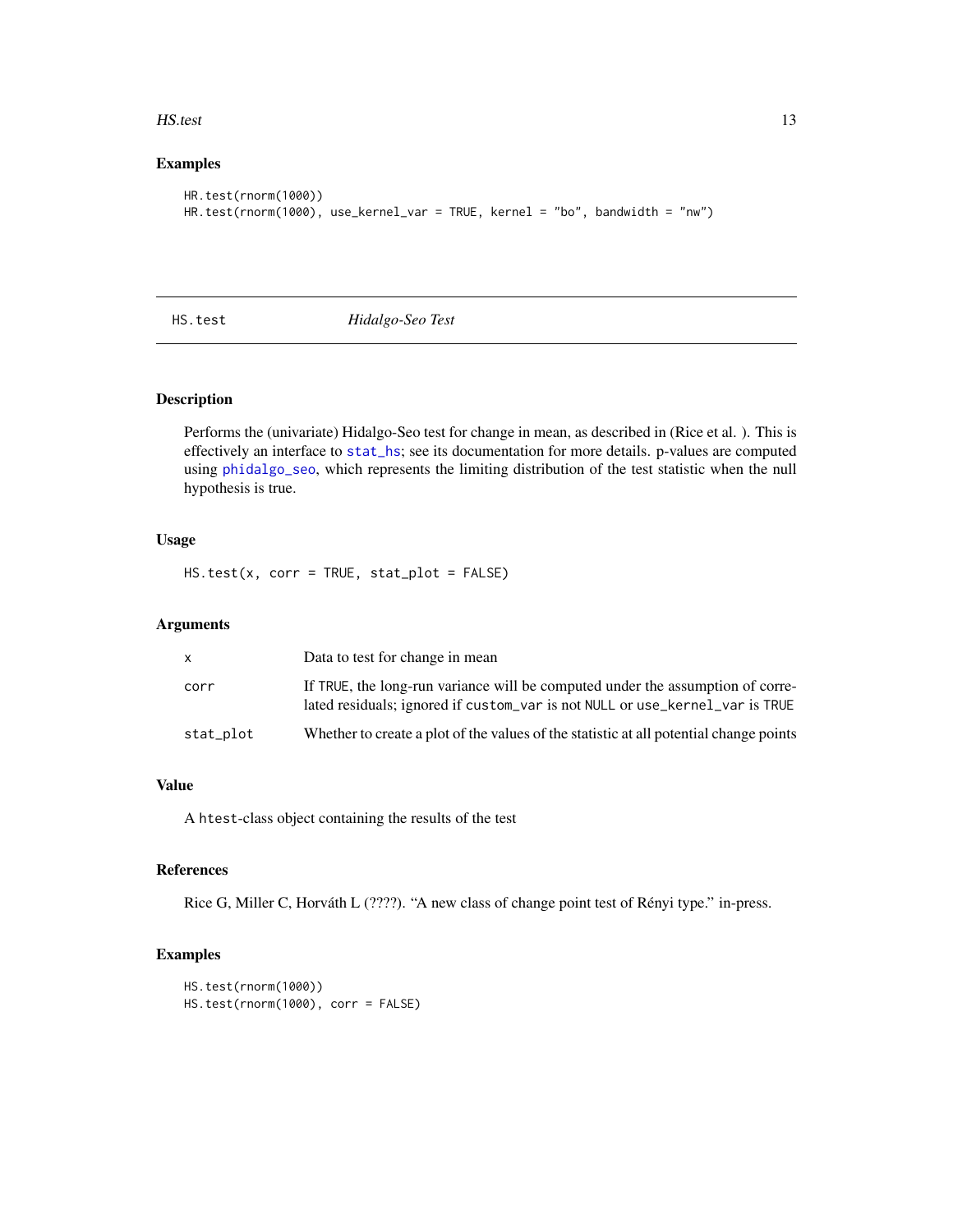## Examples

```
HR.test(rnorm(1000))
HR.test(rnorm(1000), use_kernel_var = TRUE, kernel = "bo", bandwidth = "nw")
```

---

# HS.test *Hidalgo-Seo Test*

---

### Description

Performs the (univariate) Hidalgo-Seo test for change in mean, as described in (Rice et al. ). This is effectively an interface to stat_hs; see its documentation for more details. p-values are computed using phidalgo_seo, which represents the limiting distribution of the test statistic when the null hypothesis is true.

### Usage

```
HS.test(x, corr = TRUE, stat_plot = FALSE)
```

### Arguments

| | |
|---|---|
| x | Data to test for change in mean |
| corr | If TRUE, the long-run variance will be computed under the assumption of correlated residuals; ignored if custom_var is not NULL or use_kernel_var is TRUE |
| stat_plot | Whether to create a plot of the values of the statistic at all potential change points |

### Value

A htest-class object containing the results of the test

### References

Rice G, Miller C, Horváth L (????). "A new class of change point test of Rényi type." in-press.

### Examples

```
HS.test(rnorm(1000))
HS.test(rnorm(1000), corr = FALSE)
```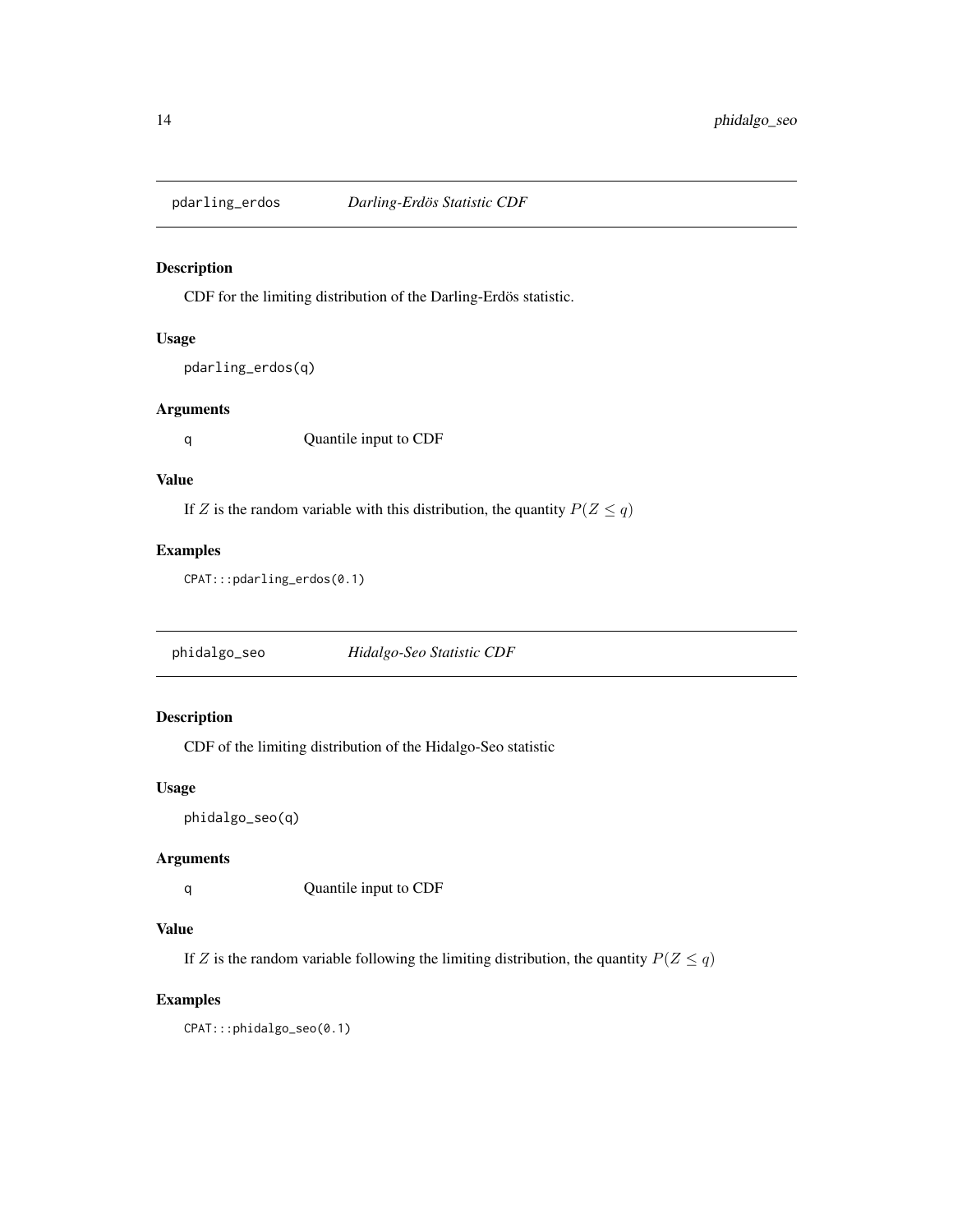## pdarling_erdos    *Darling-Erdös Statistic CDF*

### Description

CDF for the limiting distribution of the Darling-Erdös statistic.

### Usage

```
pdarling_erdos(q)
```

### Arguments

| | |
|---|---|
| q | Quantile input to CDF |

### Value

If $Z$ is the random variable with this distribution, the quantity $P(Z \leq q)$

### Examples

```
CPAT:::pdarling_erdos(0.1)
```

## phidalgo_seo    *Hidalgo-Seo Statistic CDF*

### Description

CDF of the limiting distribution of the Hidalgo-Seo statistic

### Usage

```
phidalgo_seo(q)
```

### Arguments

| | |
|---|---|
| q | Quantile input to CDF |

### Value

If $Z$ is the random variable following the limiting distribution, the quantity $P(Z \leq q)$

### Examples

```
CPAT:::phidalgo_seo(0.1)
```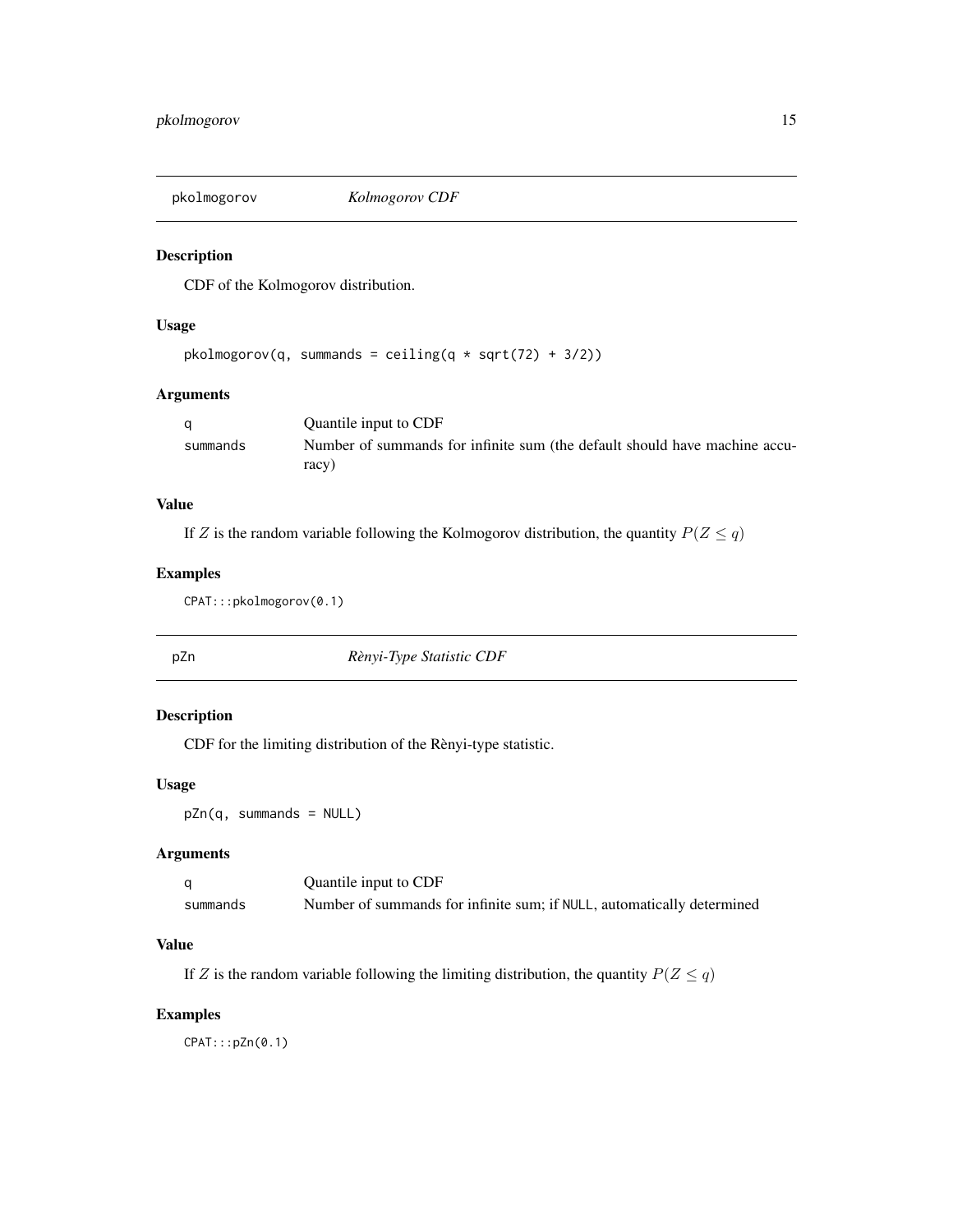## pkolmogorov *Kolmogorov CDF*

### Description

CDF of the Kolmogorov distribution.

### Usage

```
pkolmogorov(q, summands = ceiling(q * sqrt(72) + 3/2))
```

### Arguments

| | |
|---|---|
| q | Quantile input to CDF |
| summands | Number of summands for infinite sum (the default should have machine accuracy) |

### Value

If $Z$ is the random variable following the Kolmogorov distribution, the quantity $P(Z \leq q)$

### Examples

```
CPAT:::pkolmogorov(0.1)
```

## pZn *Rènyi-Type Statistic CDF*

### Description

CDF for the limiting distribution of the Rènyi-type statistic.

### Usage

```
pZn(q, summands = NULL)
```

### Arguments

| | |
|---|---|
| q | Quantile input to CDF |
| summands | Number of summands for infinite sum; if NULL, automatically determined |

### Value

If $Z$ is the random variable following the limiting distribution, the quantity $P(Z \leq q)$

### Examples

```
CPAT:::pZn(0.1)
```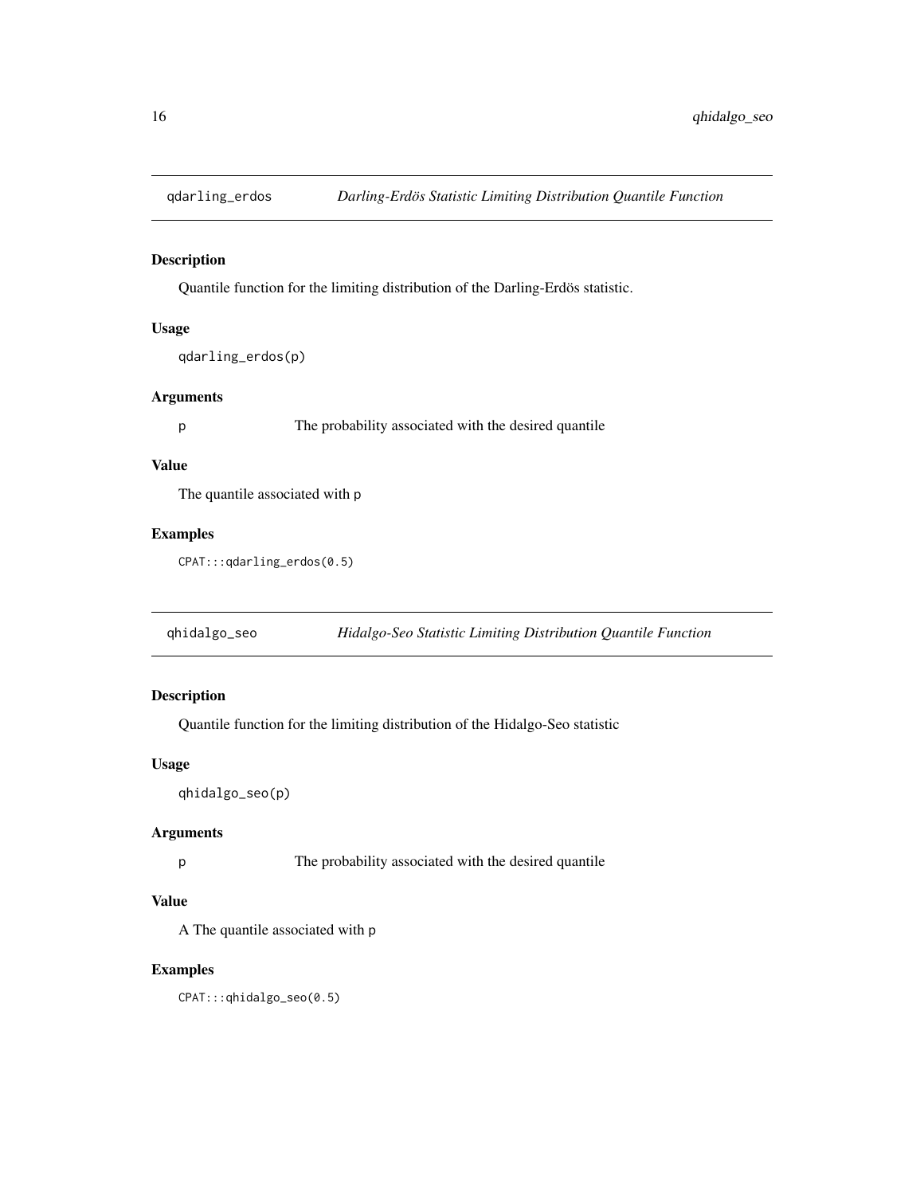## qdarling_erdos *Darling-Erdös Statistic Limiting Distribution Quantile Function*

### Description

Quantile function for the limiting distribution of the Darling-Erdös statistic.

### Usage

```
qdarling_erdos(p)
```

### Arguments

| | |
|---|---|
| p | The probability associated with the desired quantile |

### Value

The quantile associated with p

### Examples

```
CPAT:::qdarling_erdos(0.5)
```

## qhidalgo_seo *Hidalgo-Seo Statistic Limiting Distribution Quantile Function*

### Description

Quantile function for the limiting distribution of the Hidalgo-Seo statistic

### Usage

```
qhidalgo_seo(p)
```

### Arguments

| | |
|---|---|
| p | The probability associated with the desired quantile |

### Value

A The quantile associated with p

### Examples

```
CPAT:::qhidalgo_seo(0.5)
```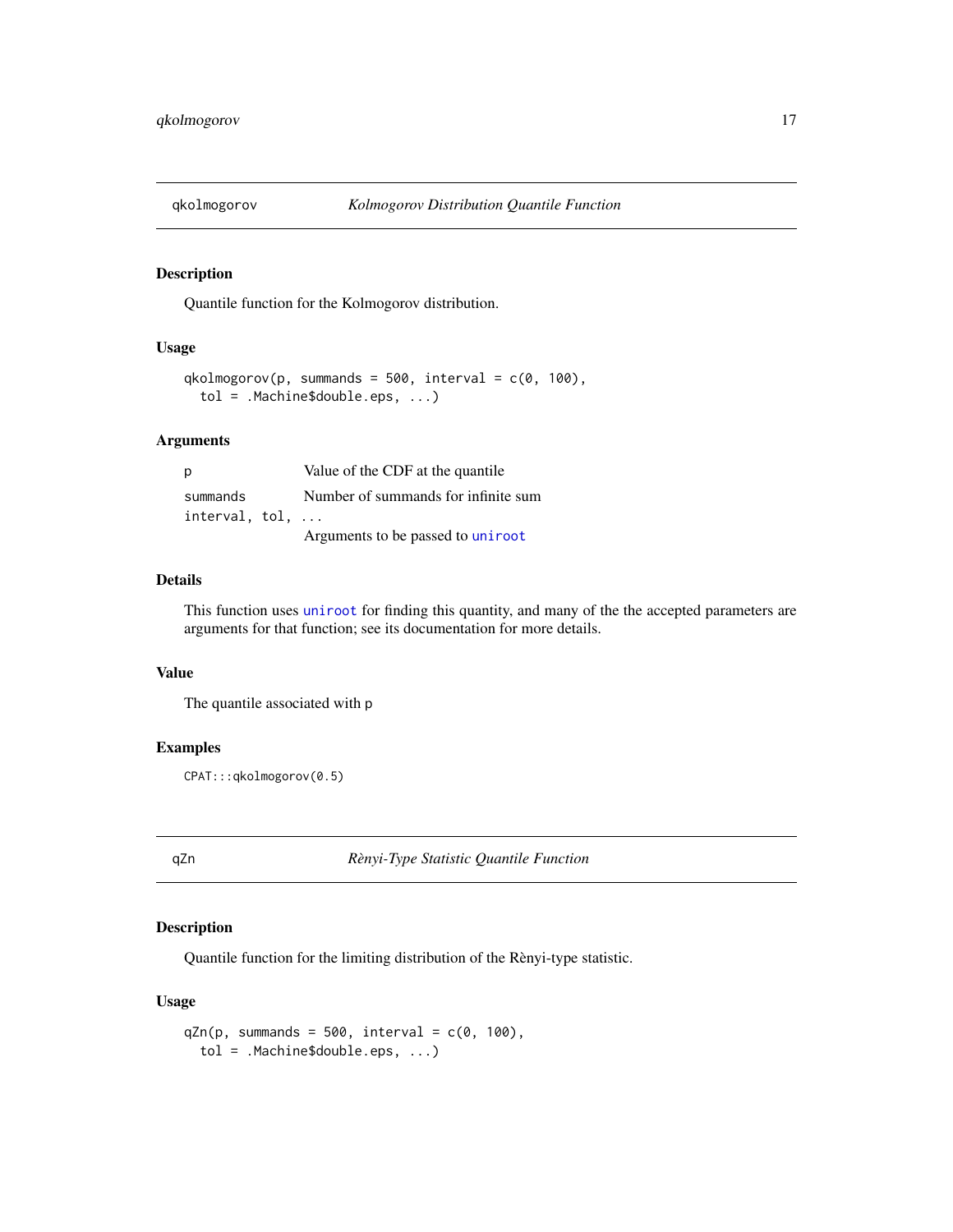## qkolmogorov — *Kolmogorov Distribution Quantile Function*

### Description

Quantile function for the Kolmogorov distribution.

### Usage

```
qkolmogorov(p, summands = 500, interval = c(0, 100),
  tol = .Machine$double.eps, ...)
```

### Arguments

| | |
|---|---|
| `p` | Value of the CDF at the quantile |
| `summands` | Number of summands for infinite sum |
| `interval, tol, ...` | Arguments to be passed to `uniroot` |

### Details

This function uses `uniroot` for finding this quantity, and many of the the accepted parameters are arguments for that function; see its documentation for more details.

### Value

The quantile associated with `p`

### Examples

```
CPAT:::qkolmogorov(0.5)
```

## qZn — *Rènyi-Type Statistic Quantile Function*

### Description

Quantile function for the limiting distribution of the Rènyi-type statistic.

### Usage

```
qZn(p, summands = 500, interval = c(0, 100),
  tol = .Machine$double.eps, ...)
```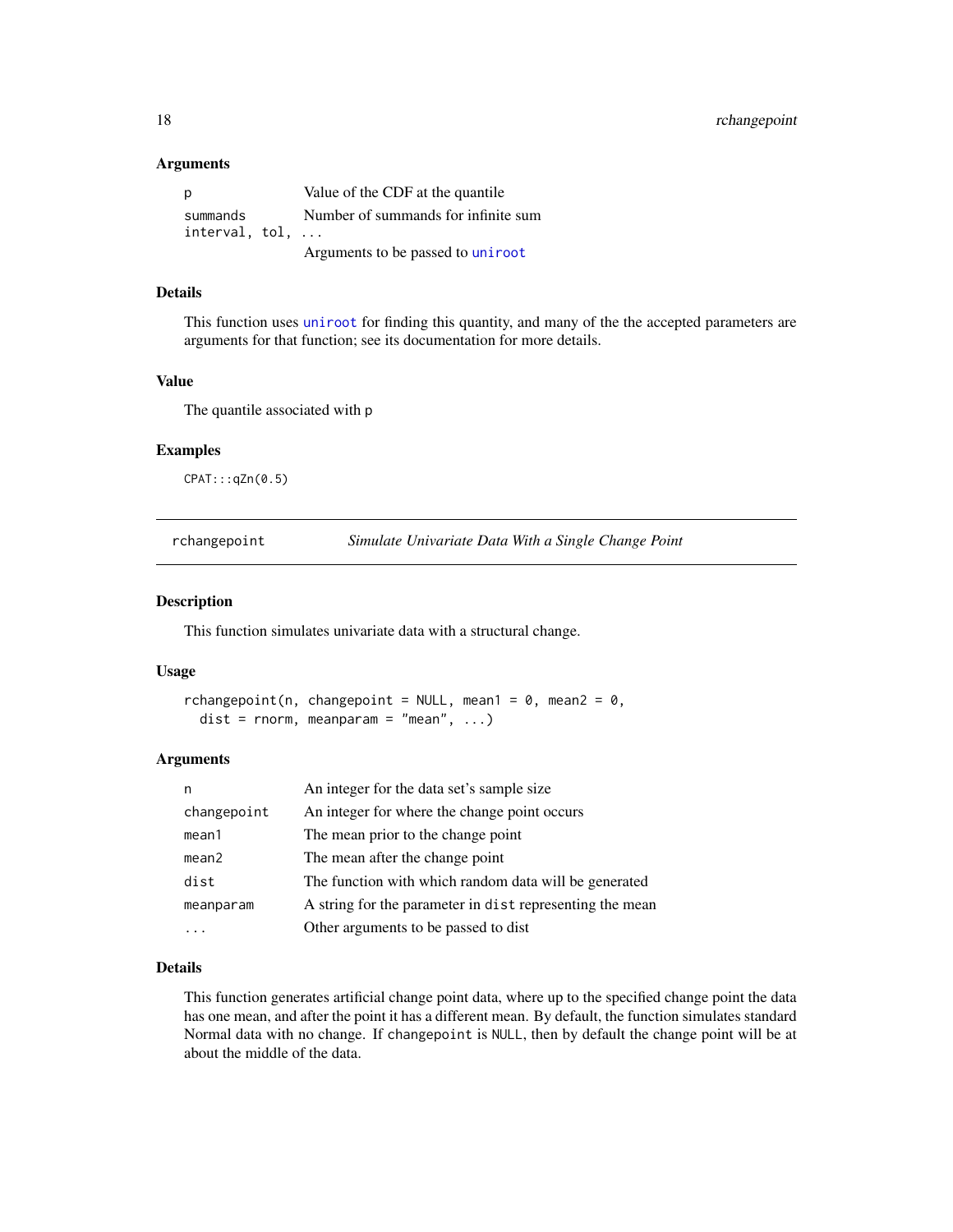### Arguments

| | |
|---|---|
| `p` | Value of the CDF at the quantile |
| `summands` | Number of summands for infinite sum |
| `interval, tol, ...` | Arguments to be passed to `uniroot` |

### Details

This function uses `uniroot` for finding this quantity, and many of the the accepted parameters are arguments for that function; see its documentation for more details.

### Value

The quantile associated with `p`

### Examples

```
CPAT:::qZn(0.5)
```

---

## rchangepoint — *Simulate Univariate Data With a Single Change Point*

---

### Description

This function simulates univariate data with a structural change.

### Usage

```
rchangepoint(n, changepoint = NULL, mean1 = 0, mean2 = 0,
  dist = rnorm, meanparam = "mean", ...)
```

### Arguments

| | |
|---|---|
| `n` | An integer for the data set's sample size |
| `changepoint` | An integer for where the change point occurs |
| `mean1` | The mean prior to the change point |
| `mean2` | The mean after the change point |
| `dist` | The function with which random data will be generated |
| `meanparam` | A string for the parameter in `dist` representing the mean |
| `...` | Other arguments to be passed to dist |

### Details

This function generates artificial change point data, where up to the specified change point the data has one mean, and after the point it has a different mean. By default, the function simulates standard Normal data with no change. If `changepoint` is `NULL`, then by default the change point will be at about the middle of the data.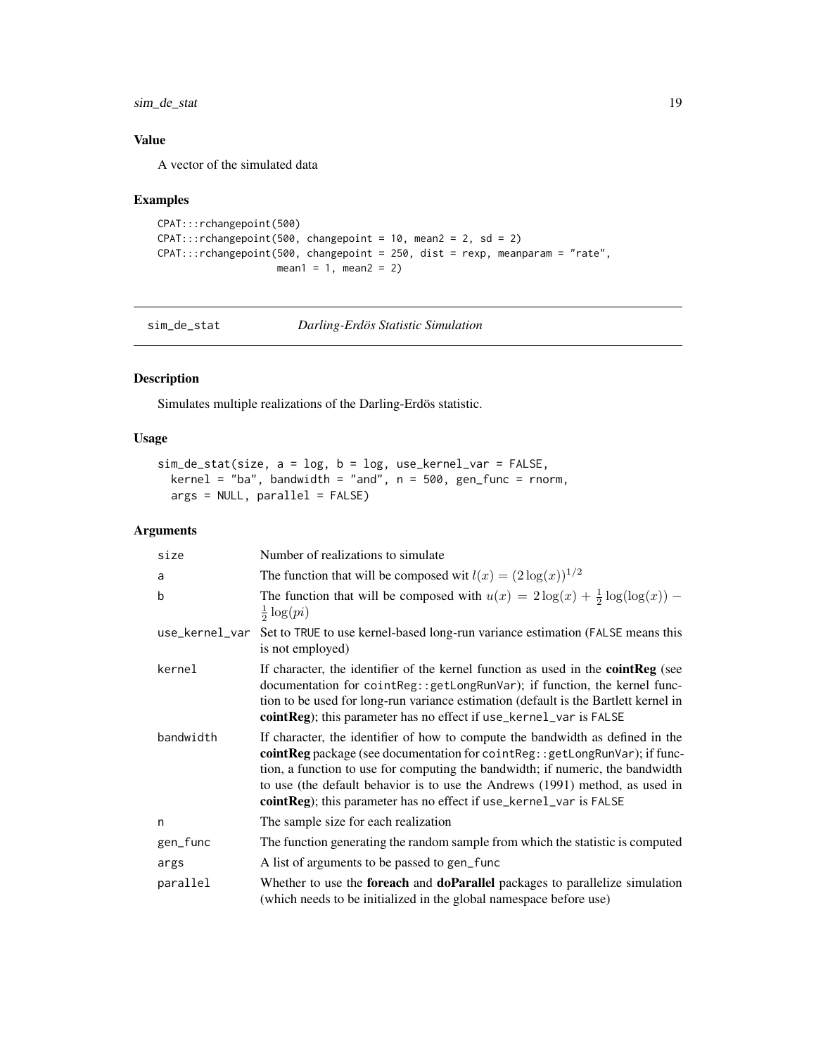## Value

A vector of the simulated data

## Examples

```
CPAT:::rchangepoint(500)
CPAT:::rchangepoint(500, changepoint = 10, mean2 = 2, sd = 2)
CPAT:::rchangepoint(500, changepoint = 250, dist = rexp, meanparam = "rate",
                    mean1 = 1, mean2 = 2)
```

---

# sim_de_stat *Darling-Erdös Statistic Simulation*

## Description

Simulates multiple realizations of the Darling-Erdös statistic.

## Usage

```
sim_de_stat(size, a = log, b = log, use_kernel_var = FALSE,
  kernel = "ba", bandwidth = "and", n = 500, gen_func = rnorm,
  args = NULL, parallel = FALSE)
```

## Arguments

| | |
|---|---|
| size | Number of realizations to simulate |
| a | The function that will be composed wit $l(x) = (2\log(x))^{1/2}$ |
| b | The function that will be composed with $u(x) = 2\log(x) + \frac{1}{2}\log(\log(x)) - \frac{1}{2}\log(pi)$ |
| use_kernel_var | Set to TRUE to use kernel-based long-run variance estimation (FALSE means this is not employed) |
| kernel | If character, the identifier of the kernel function as used in the **cointReg** (see documentation for cointReg::getLongRunVar); if function, the kernel function to be used for long-run variance estimation (default is the Bartlett kernel in **cointReg**); this parameter has no effect if use_kernel_var is FALSE |
| bandwidth | If character, the identifier of how to compute the bandwidth as defined in the **cointReg** package (see documentation for cointReg::getLongRunVar); if function, a function to use for computing the bandwidth; if numeric, the bandwidth to use (the default behavior is to use the Andrews (1991) method, as used in **cointReg**); this parameter has no effect if use_kernel_var is FALSE |
| n | The sample size for each realization |
| gen_func | The function generating the random sample from which the statistic is computed |
| args | A list of arguments to be passed to gen_func |
| parallel | Whether to use the **foreach** and **doParallel** packages to parallelize simulation (which needs to be initialized in the global namespace before use) |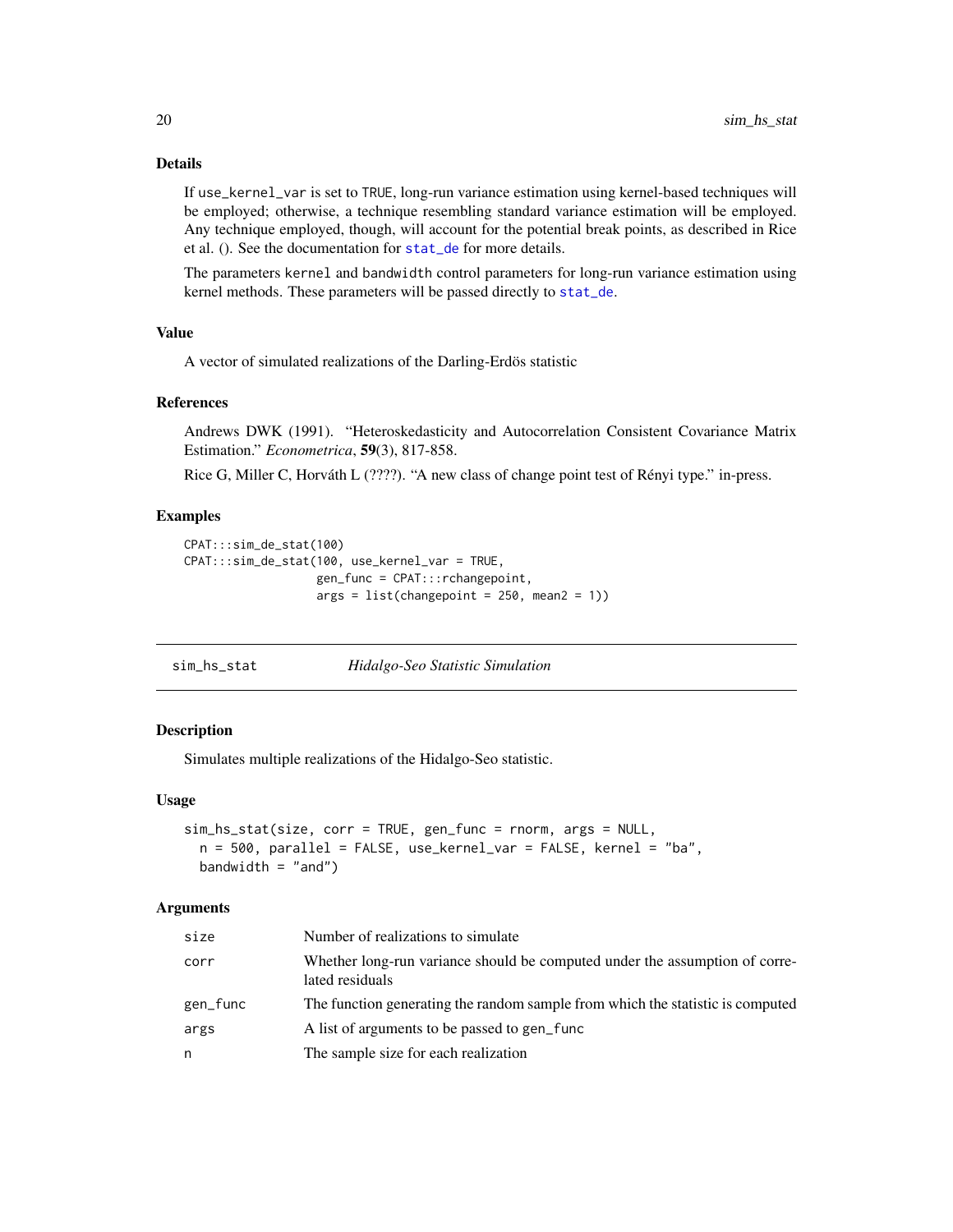### Details

If `use_kernel_var` is set to `TRUE`, long-run variance estimation using kernel-based techniques will be employed; otherwise, a technique resembling standard variance estimation will be employed. Any technique employed, though, will account for the potential break points, as described in Rice et al. (). See the documentation for `stat_de` for more details.

The parameters `kernel` and `bandwidth` control parameters for long-run variance estimation using kernel methods. These parameters will be passed directly to `stat_de`.

### Value

A vector of simulated realizations of the Darling-Erdös statistic

### References

Andrews DWK (1991). "Heteroskedasticity and Autocorrelation Consistent Covariance Matrix Estimation." *Econometrica*, **59**(3), 817-858.

Rice G, Miller C, Horváth L (????). "A new class of change point test of Rényi type." in-press.

### Examples

```
CPAT:::sim_de_stat(100)
CPAT:::sim_de_stat(100, use_kernel_var = TRUE,
                   gen_func = CPAT:::rchangepoint,
                   args = list(changepoint = 250, mean2 = 1))
```

---

## sim_hs_stat — *Hidalgo-Seo Statistic Simulation*

### Description

Simulates multiple realizations of the Hidalgo-Seo statistic.

### Usage

```
sim_hs_stat(size, corr = TRUE, gen_func = rnorm, args = NULL,
  n = 500, parallel = FALSE, use_kernel_var = FALSE, kernel = "ba",
  bandwidth = "and")
```

### Arguments

| | |
|---|---|
| `size` | Number of realizations to simulate |
| `corr` | Whether long-run variance should be computed under the assumption of correlated residuals |
| `gen_func` | The function generating the random sample from which the statistic is computed |
| `args` | A list of arguments to be passed to `gen_func` |
| `n` | The sample size for each realization |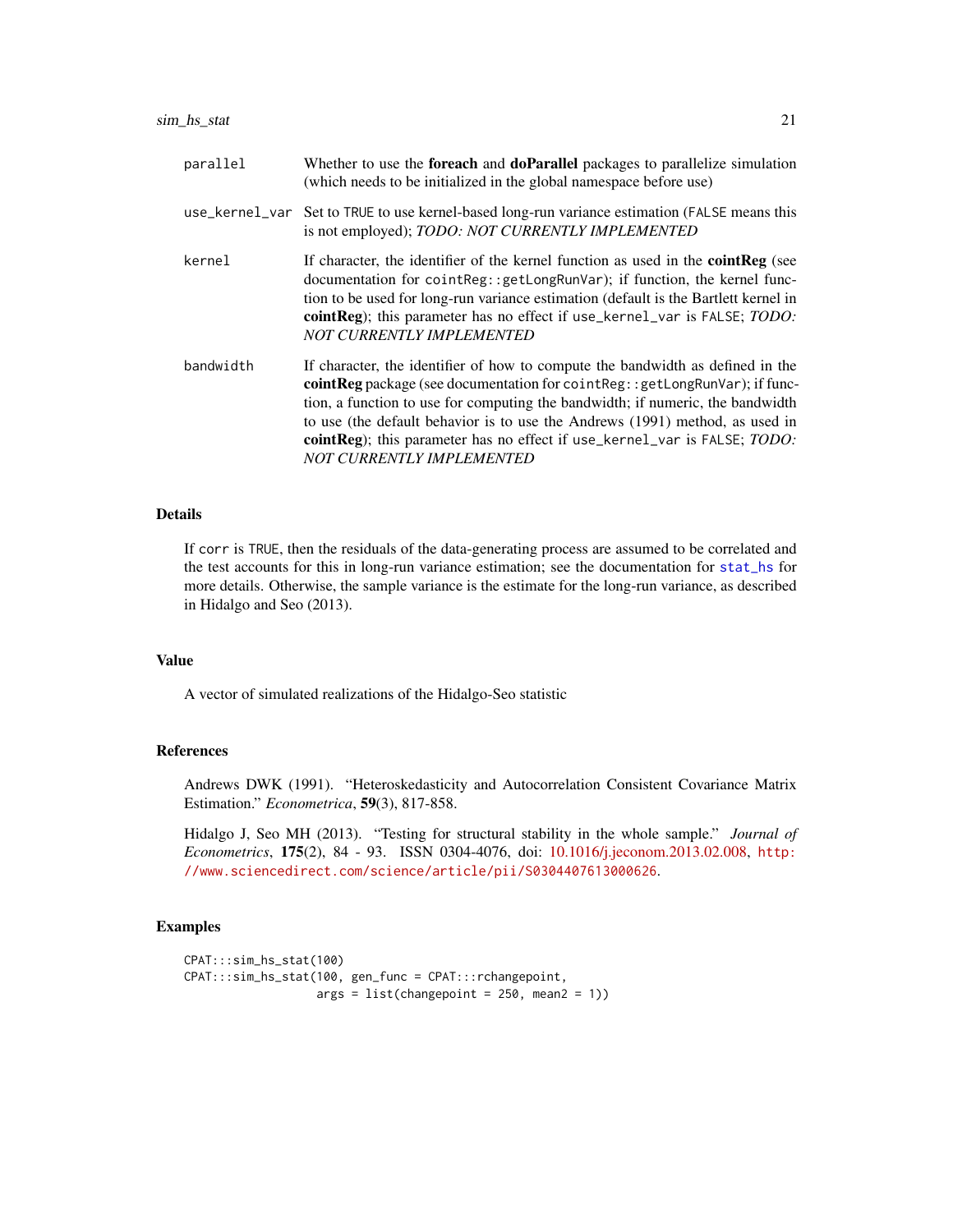| | |
|---|---|
| parallel | Whether to use the **foreach** and **doParallel** packages to parallelize simulation (which needs to be initialized in the global namespace before use) |
| use_kernel_var | Set to TRUE to use kernel-based long-run variance estimation (FALSE means this is not employed); *TODO: NOT CURRENTLY IMPLEMENTED* |
| kernel | If character, the identifier of the kernel function as used in the **cointReg** (see documentation for cointReg::getLongRunVar); if function, the kernel function to be used for long-run variance estimation (default is the Bartlett kernel in **cointReg**); this parameter has no effect if use_kernel_var is FALSE; *TODO: NOT CURRENTLY IMPLEMENTED* |
| bandwidth | If character, the identifier of how to compute the bandwidth as defined in the **cointReg** package (see documentation for cointReg::getLongRunVar); if function, a function to use for computing the bandwidth; if numeric, the bandwidth to use (the default behavior is to use the Andrews (1991) method, as used in **cointReg**); this parameter has no effect if use_kernel_var is FALSE; *TODO: NOT CURRENTLY IMPLEMENTED* |

## Details

If corr is TRUE, then the residuals of the data-generating process are assumed to be correlated and the test accounts for this in long-run variance estimation; see the documentation for stat_hs for more details. Otherwise, the sample variance is the estimate for the long-run variance, as described in Hidalgo and Seo (2013).

## Value

A vector of simulated realizations of the Hidalgo-Seo statistic

## References

Andrews DWK (1991). "Heteroskedasticity and Autocorrelation Consistent Covariance Matrix Estimation." *Econometrica*, **59**(3), 817-858.

Hidalgo J, Seo MH (2013). "Testing for structural stability in the whole sample." *Journal of Econometrics*, **175**(2), 84 - 93. ISSN 0304-4076, doi: 10.1016/j.jeconom.2013.02.008, http://www.sciencedirect.com/science/article/pii/S0304407613000626.

## Examples

```
CPAT:::sim_hs_stat(100)
CPAT:::sim_hs_stat(100, gen_func = CPAT:::rchangepoint,
                   args = list(changepoint = 250, mean2 = 1))
```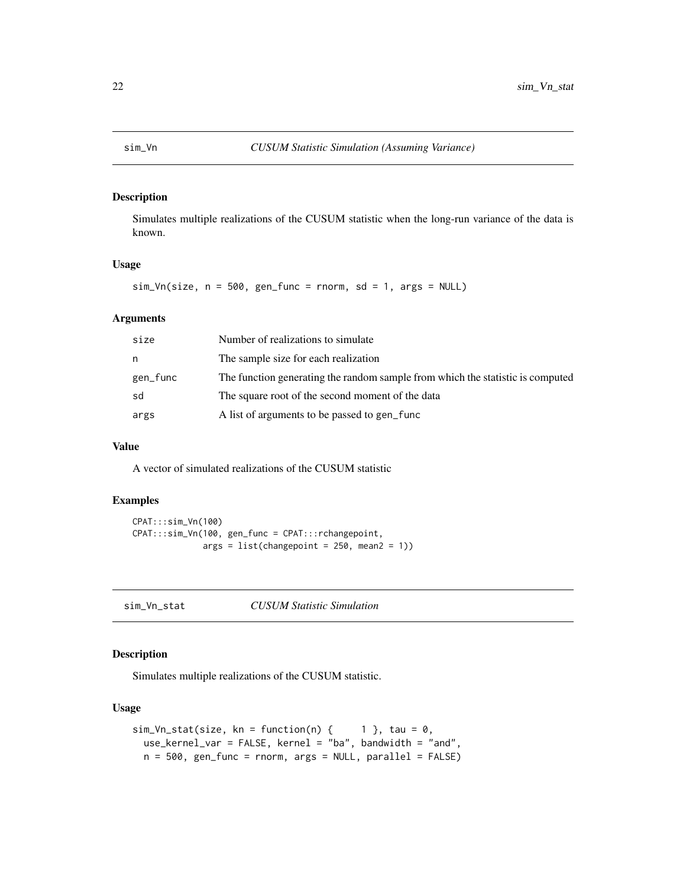## sim_Vn — *CUSUM Statistic Simulation (Assuming Variance)*

### Description

Simulates multiple realizations of the CUSUM statistic when the long-run variance of the data is known.

### Usage

```
sim_Vn(size, n = 500, gen_func = rnorm, sd = 1, args = NULL)
```

### Arguments

| | |
|---|---|
| size | Number of realizations to simulate |
| n | The sample size for each realization |
| gen_func | The function generating the random sample from which the statistic is computed |
| sd | The square root of the second moment of the data |
| args | A list of arguments to be passed to gen_func |

### Value

A vector of simulated realizations of the CUSUM statistic

### Examples

```
CPAT:::sim_Vn(100)
CPAT:::sim_Vn(100, gen_func = CPAT:::rchangepoint,
              args = list(changepoint = 250, mean2 = 1))
```

## sim_Vn_stat — *CUSUM Statistic Simulation*

### Description

Simulates multiple realizations of the CUSUM statistic.

### Usage

```
sim_Vn_stat(size, kn = function(n) {     1 }, tau = 0,
  use_kernel_var = FALSE, kernel = "ba", bandwidth = "and",
  n = 500, gen_func = rnorm, args = NULL, parallel = FALSE)
```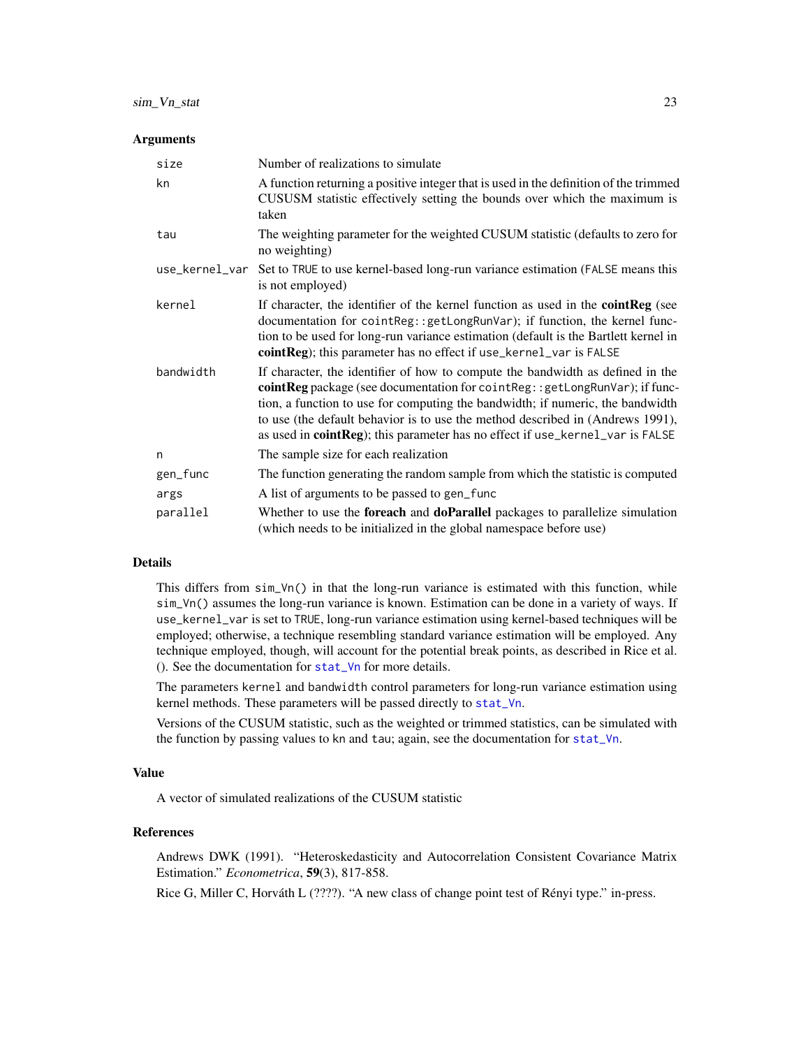## Arguments

| | |
|---|---|
| `size` | Number of realizations to simulate |
| `kn` | A function returning a positive integer that is used in the definition of the trimmed CUSUSM statistic effectively setting the bounds over which the maximum is taken |
| `tau` | The weighting parameter for the weighted CUSUM statistic (defaults to zero for no weighting) |
| `use_kernel_var` | Set to `TRUE` to use kernel-based long-run variance estimation (`FALSE` means this is not employed) |
| `kernel` | If character, the identifier of the kernel function as used in the **cointReg** (see documentation for `cointReg::getLongRunVar`); if function, the kernel function to be used for long-run variance estimation (default is the Bartlett kernel in **cointReg**); this parameter has no effect if `use_kernel_var` is `FALSE` |
| `bandwidth` | If character, the identifier of how to compute the bandwidth as defined in the **cointReg** package (see documentation for `cointReg::getLongRunVar`); if function, a function to use for computing the bandwidth; if numeric, the bandwidth to use (the default behavior is to use the method described in (Andrews 1991), as used in **cointReg**); this parameter has no effect if `use_kernel_var` is `FALSE` |
| `n` | The sample size for each realization |
| `gen_func` | The function generating the random sample from which the statistic is computed |
| `args` | A list of arguments to be passed to `gen_func` |
| `parallel` | Whether to use the **foreach** and **doParallel** packages to parallelize simulation (which needs to be initialized in the global namespace before use) |

## Details

This differs from `sim_Vn()` in that the long-run variance is estimated with this function, while `sim_Vn()` assumes the long-run variance is known. Estimation can be done in a variety of ways. If `use_kernel_var` is set to `TRUE`, long-run variance estimation using kernel-based techniques will be employed; otherwise, a technique resembling standard variance estimation will be employed. Any technique employed, though, will account for the potential break points, as described in Rice et al. (). See the documentation for `stat_Vn` for more details.

The parameters `kernel` and `bandwidth` control parameters for long-run variance estimation using kernel methods. These parameters will be passed directly to `stat_Vn`.

Versions of the CUSUM statistic, such as the weighted or trimmed statistics, can be simulated with the function by passing values to `kn` and `tau`; again, see the documentation for `stat_Vn`.

## Value

A vector of simulated realizations of the CUSUM statistic

## References

Andrews DWK (1991). "Heteroskedasticity and Autocorrelation Consistent Covariance Matrix Estimation." *Econometrica*, **59**(3), 817-858.

Rice G, Miller C, Horváth L (????). "A new class of change point test of Rényi type." in-press.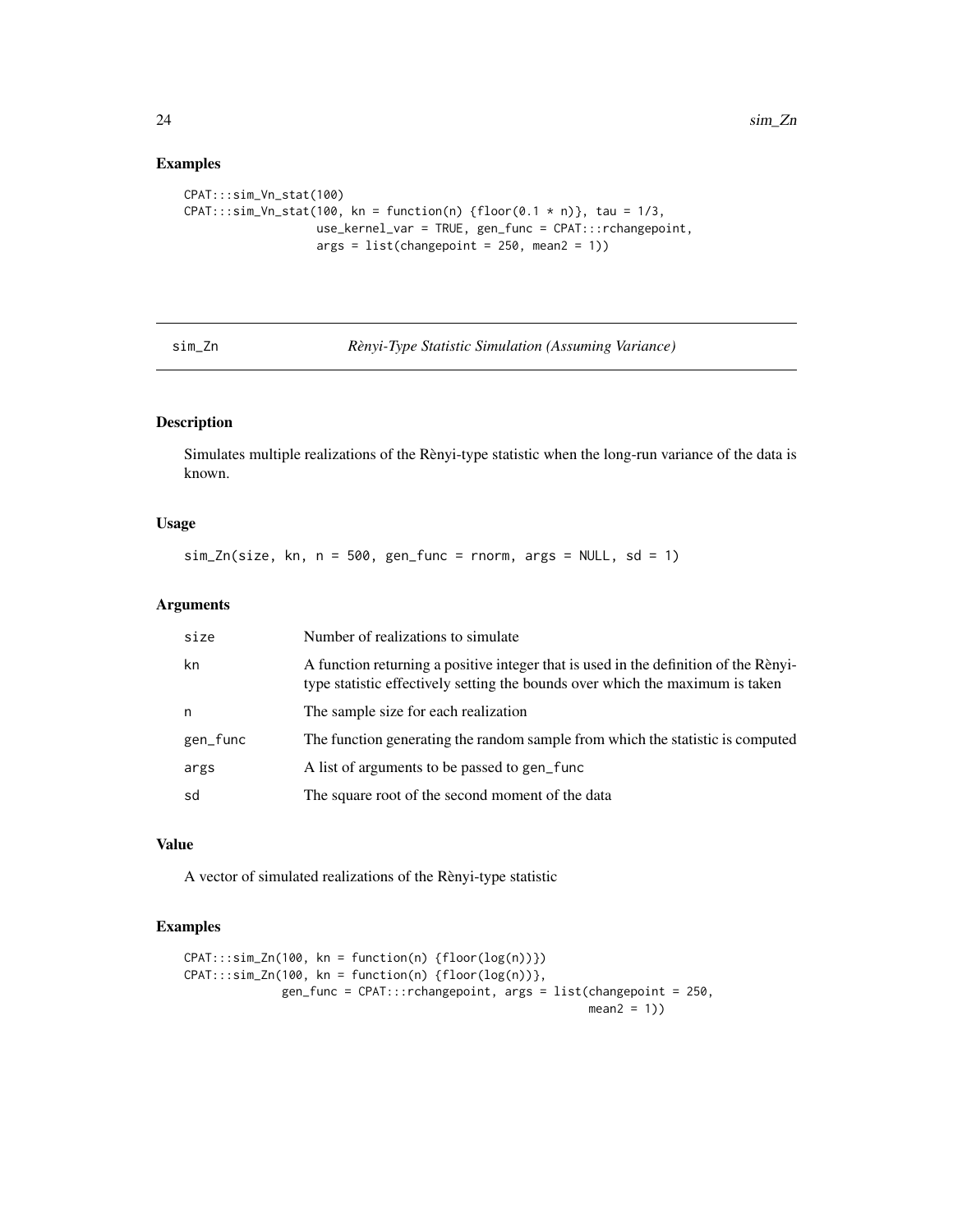## Examples

```
CPAT:::sim_Vn_stat(100)
CPAT:::sim_Vn_stat(100, kn = function(n) {floor(0.1 * n)}, tau = 1/3,
                   use_kernel_var = TRUE, gen_func = CPAT:::rchangepoint,
                   args = list(changepoint = 250, mean2 = 1))
```

---

# sim_Zn — *Rènyi-Type Statistic Simulation (Assuming Variance)*

## Description

Simulates multiple realizations of the Rènyi-type statistic when the long-run variance of the data is known.

## Usage

```
sim_Zn(size, kn, n = 500, gen_func = rnorm, args = NULL, sd = 1)
```

## Arguments

| | |
|---|---|
| `size` | Number of realizations to simulate |
| `kn` | A function returning a positive integer that is used in the definition of the Rènyi-type statistic effectively setting the bounds over which the maximum is taken |
| `n` | The sample size for each realization |
| `gen_func` | The function generating the random sample from which the statistic is computed |
| `args` | A list of arguments to be passed to `gen_func` |
| `sd` | The square root of the second moment of the data |

## Value

A vector of simulated realizations of the Rènyi-type statistic

## Examples

```
CPAT:::sim_Zn(100, kn = function(n) {floor(log(n))})
CPAT:::sim_Zn(100, kn = function(n) {floor(log(n))},
              gen_func = CPAT:::rchangepoint, args = list(changepoint = 250,
                                                          mean2 = 1))
```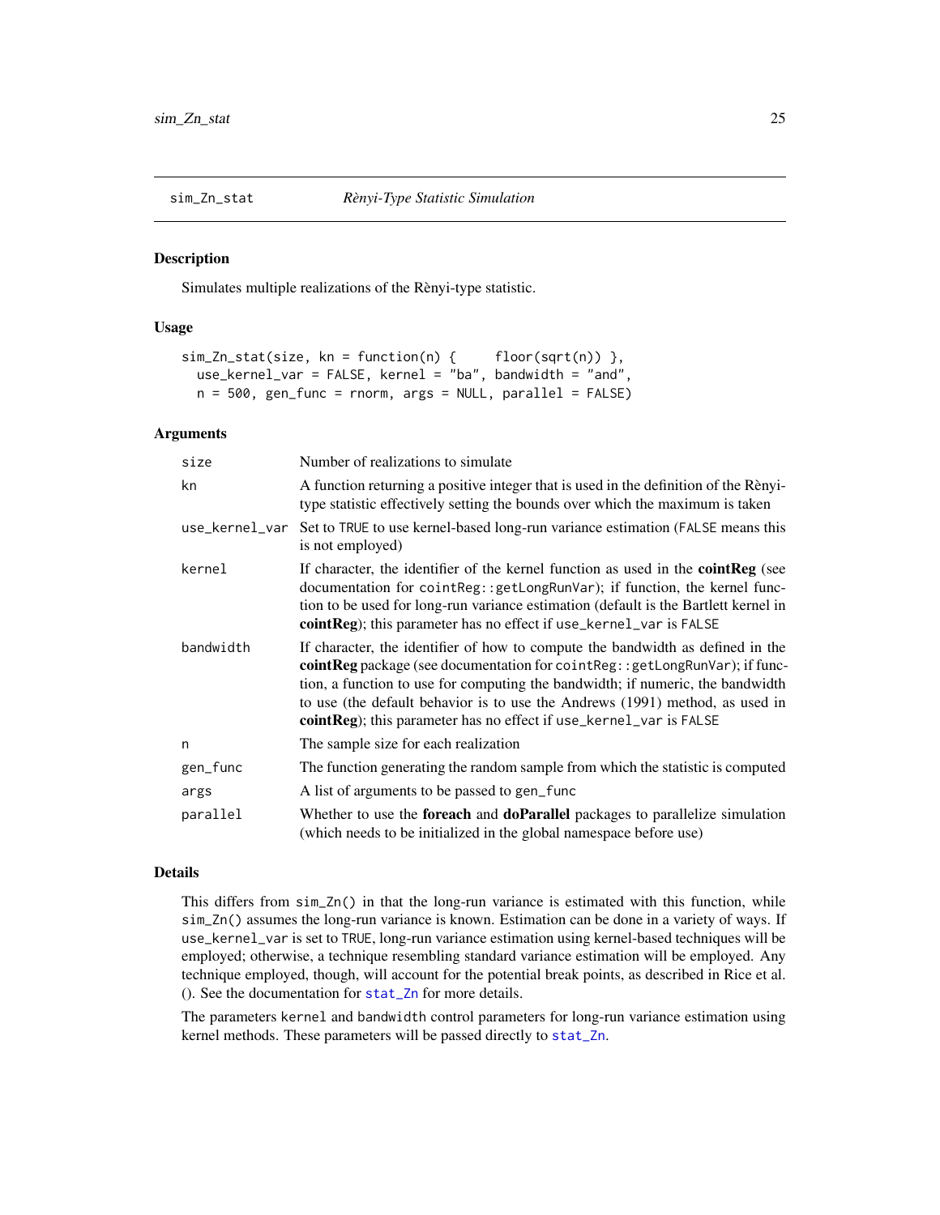## sim_Zn_stat — *Rènyi-Type Statistic Simulation*

### Description

Simulates multiple realizations of the Rènyi-type statistic.

### Usage

```
sim_Zn_stat(size, kn = function(n) {     floor(sqrt(n)) },
  use_kernel_var = FALSE, kernel = "ba", bandwidth = "and",
  n = 500, gen_func = rnorm, args = NULL, parallel = FALSE)
```

### Arguments

| | |
|---|---|
| size | Number of realizations to simulate |
| kn | A function returning a positive integer that is used in the definition of the Rènyi-type statistic effectively setting the bounds over which the maximum is taken |
| use_kernel_var | Set to TRUE to use kernel-based long-run variance estimation (FALSE means this is not employed) |
| kernel | If character, the identifier of the kernel function as used in the **cointReg** (see documentation for cointReg::getLongRunVar); if function, the kernel function to be used for long-run variance estimation (default is the Bartlett kernel in **cointReg**); this parameter has no effect if use_kernel_var is FALSE |
| bandwidth | If character, the identifier of how to compute the bandwidth as defined in the **cointReg** package (see documentation for cointReg::getLongRunVar); if function, a function to use for computing the bandwidth; if numeric, the bandwidth to use (the default behavior is to use the Andrews (1991) method, as used in **cointReg**); this parameter has no effect if use_kernel_var is FALSE |
| n | The sample size for each realization |
| gen_func | The function generating the random sample from which the statistic is computed |
| args | A list of arguments to be passed to gen_func |
| parallel | Whether to use the **foreach** and **doParallel** packages to parallelize simulation (which needs to be initialized in the global namespace before use) |

### Details

This differs from sim_Zn() in that the long-run variance is estimated with this function, while sim_Zn() assumes the long-run variance is known. Estimation can be done in a variety of ways. If use_kernel_var is set to TRUE, long-run variance estimation using kernel-based techniques will be employed; otherwise, a technique resembling standard variance estimation will be employed. Any technique employed, though, will account for the potential break points, as described in Rice et al. (). See the documentation for stat_Zn for more details.

The parameters kernel and bandwidth control parameters for long-run variance estimation using kernel methods. These parameters will be passed directly to stat_Zn.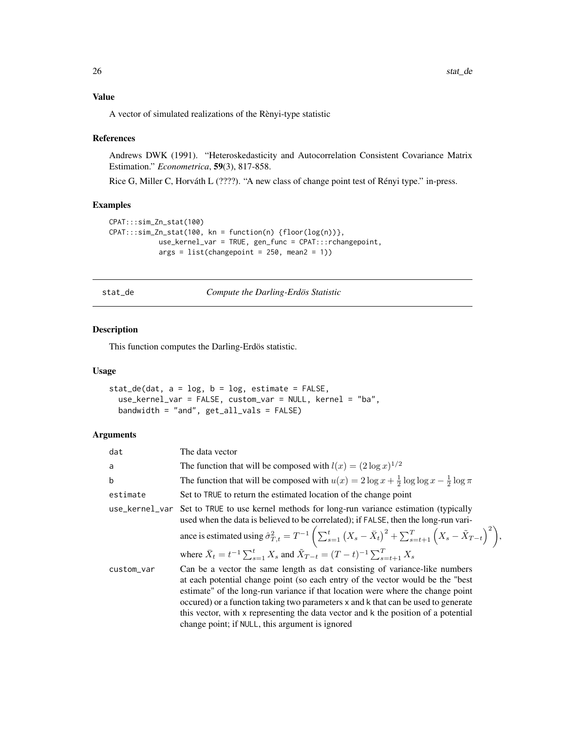## Value

A vector of simulated realizations of the Rènyi-type statistic

## References

Andrews DWK (1991). "Heteroskedasticity and Autocorrelation Consistent Covariance Matrix Estimation." *Econometrica*, **59**(3), 817-858.

Rice G, Miller C, Horváth L (????). "A new class of change point test of Rényi type." in-press.

## Examples

```
CPAT:::sim_Zn_stat(100)
CPAT:::sim_Zn_stat(100, kn = function(n) {floor(log(n))},
            use_kernel_var = TRUE, gen_func = CPAT:::rchangepoint,
            args = list(changepoint = 250, mean2 = 1))
```

---

# stat_de — *Compute the Darling-Erdös Statistic*

## Description

This function computes the Darling-Erdös statistic.

## Usage

```
stat_de(dat, a = log, b = log, estimate = FALSE,
  use_kernel_var = FALSE, custom_var = NULL, kernel = "ba",
  bandwidth = "and", get_all_vals = FALSE)
```

## Arguments

| | |
|---|---|
| dat | The data vector |
| a | The function that will be composed with $l(x) = (2 \log x)^{1/2}$ |
| b | The function that will be composed with $u(x) = 2 \log x + \frac{1}{2} \log \log x - \frac{1}{2} \log \pi$ |
| estimate | Set to TRUE to return the estimated location of the change point |
| use_kernel_var | Set to TRUE to use kernel methods for long-run variance estimation (typically used when the data is believed to be correlated); if FALSE, then the long-run variance is estimated using $\hat{\sigma}^2_{T,t} = T^{-1} \left( \sum_{s=1}^{t} \left( X_s - \bar{X}_t \right)^2 + \sum_{s=t+1}^{T} \left( X_s - \tilde{X}_{T-t} \right)^2 \right)$, where $\bar{X}_t = t^{-1} \sum_{s=1}^{t} X_s$ and $\tilde{X}_{T-t} = (T-t)^{-1} \sum_{s=t+1}^{T} X_s$ |
| custom_var | Can be a vector the same length as dat consisting of variance-like numbers at each potential change point (so each entry of the vector would be the "best estimate" of the long-run variance if that location were where the change point occured) or a function taking two parameters x and k that can be used to generate this vector, with x representing the data vector and k the position of a potential change point; if NULL, this argument is ignored |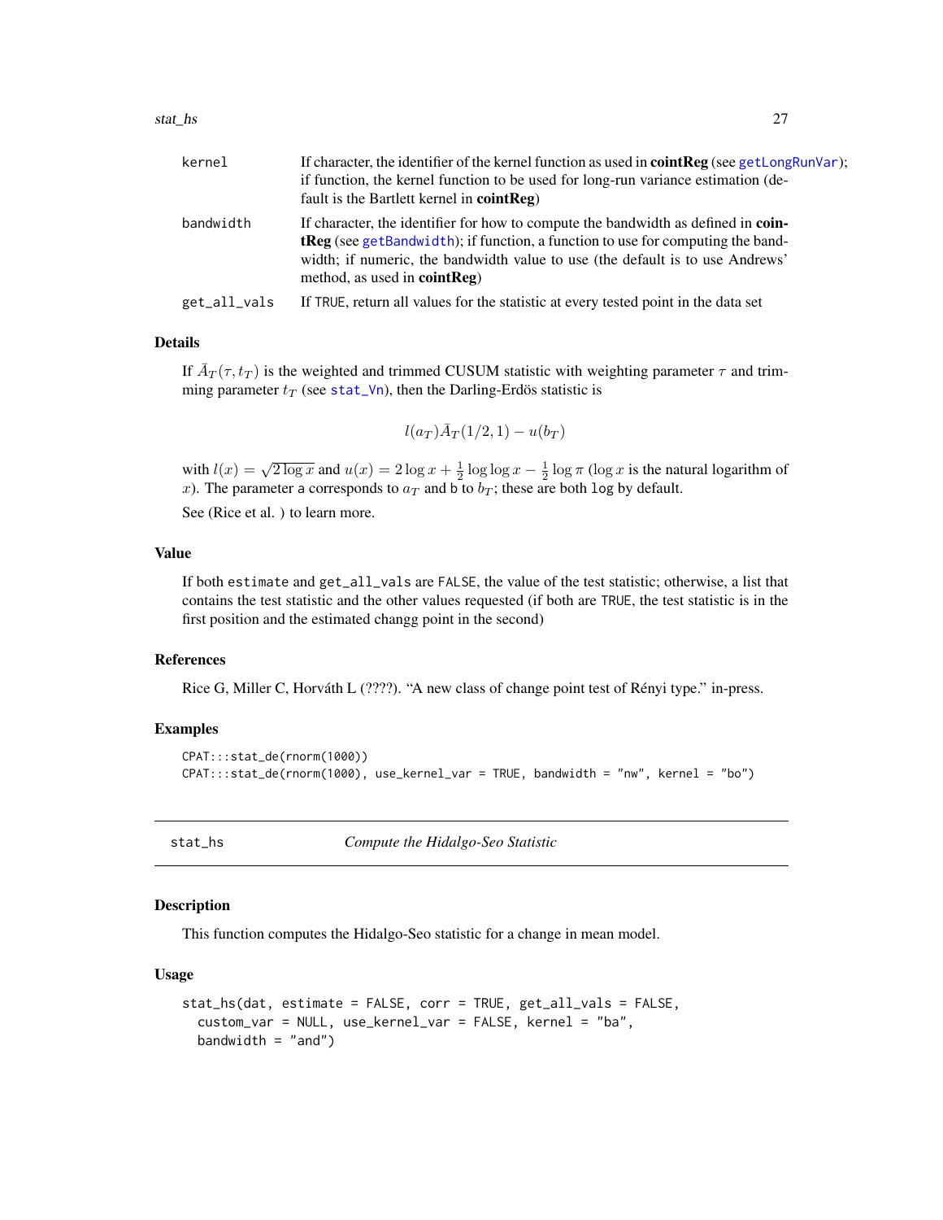| | |
|---|---|
| kernel | If character, the identifier of the kernel function as used in **cointReg** (see getLongRunVar); if function, the kernel function to be used for long-run variance estimation (default is the Bartlett kernel in **cointReg**) |
| bandwidth | If character, the identifier for how to compute the bandwidth as defined in **cointReg** (see getBandwidth); if function, a function to use for computing the bandwidth; if numeric, the bandwidth value to use (the default is to use Andrews' method, as used in **cointReg**) |
| get_all_vals | If TRUE, return all values for the statistic at every tested point in the data set |

### Details

If $\bar{A}_T(\tau, t_T)$ is the weighted and trimmed CUSUM statistic with weighting parameter $\tau$ and trimming parameter $t_T$ (see stat_Vn), then the Darling-Erdös statistic is

$$l(a_T)\bar{A}_T(1/2, 1) - u(b_T)$$

with $l(x) = \sqrt{2 \log x}$ and $u(x) = 2 \log x + \frac{1}{2} \log \log x - \frac{1}{2} \log \pi$ ($\log x$ is the natural logarithm of $x$). The parameter a corresponds to $a_T$ and b to $b_T$; these are both log by default.

See (Rice et al. ) to learn more.

### Value

If both estimate and get_all_vals are FALSE, the value of the test statistic; otherwise, a list that contains the test statistic and the other values requested (if both are TRUE, the test statistic is in the first position and the estimated changg point in the second)

### References

Rice G, Miller C, Horváth L (????). "A new class of change point test of Rényi type." in-press.

### Examples

```
CPAT:::stat_de(rnorm(1000))
CPAT:::stat_de(rnorm(1000), use_kernel_var = TRUE, bandwidth = "nw", kernel = "bo")
```

---

## stat_hs — *Compute the Hidalgo-Seo Statistic*

### Description

This function computes the Hidalgo-Seo statistic for a change in mean model.

### Usage

```
stat_hs(dat, estimate = FALSE, corr = TRUE, get_all_vals = FALSE,
  custom_var = NULL, use_kernel_var = FALSE, kernel = "ba",
  bandwidth = "and")
```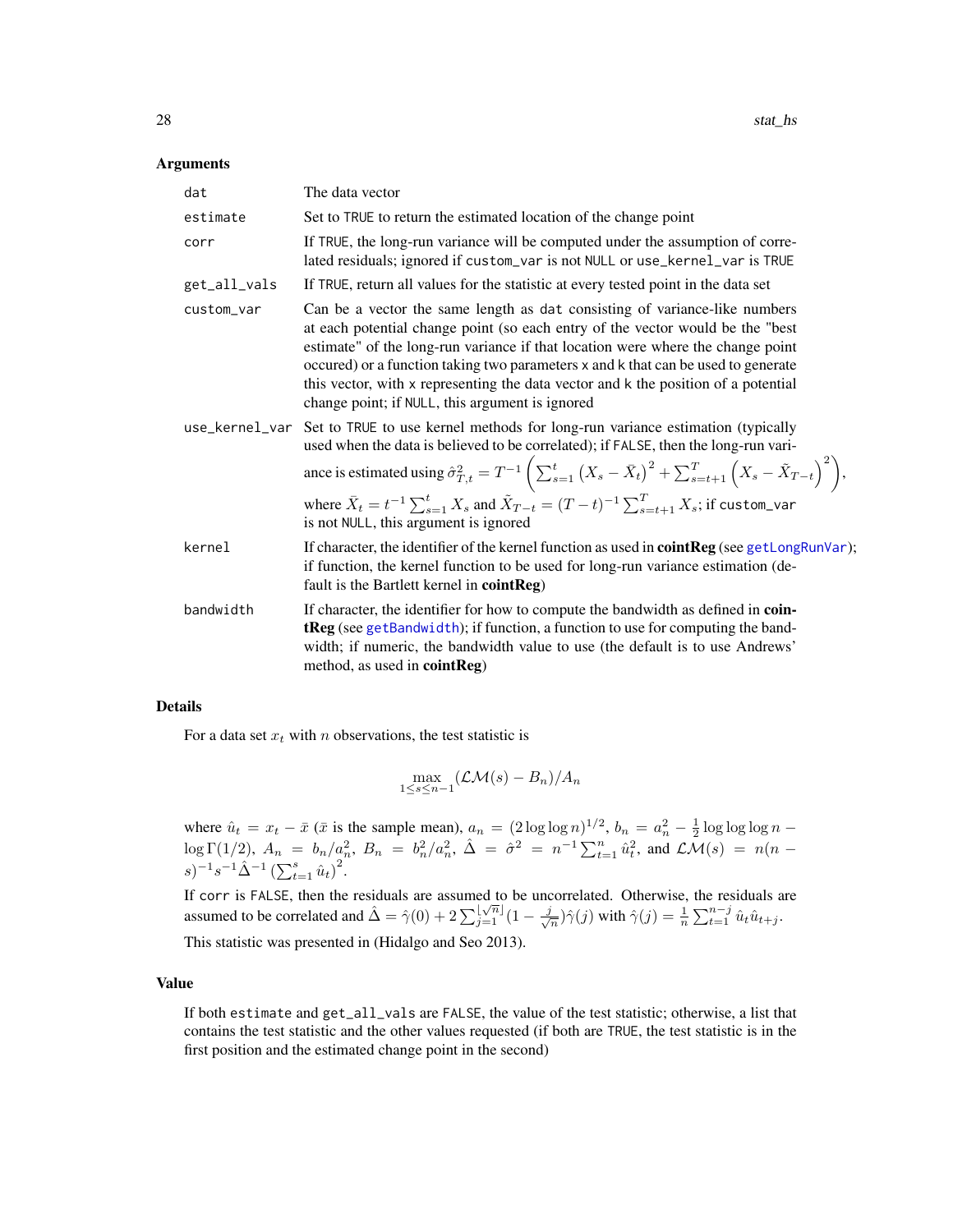### Arguments

| | |
|---|---|
| `dat` | The data vector |
| `estimate` | Set to `TRUE` to return the estimated location of the change point |
| `corr` | If `TRUE`, the long-run variance will be computed under the assumption of correlated residuals; ignored if `custom_var` is not `NULL` or `use_kernel_var` is `TRUE` |
| `get_all_vals` | If `TRUE`, return all values for the statistic at every tested point in the data set |
| `custom_var` | Can be a vector the same length as `dat` consisting of variance-like numbers at each potential change point (so each entry of the vector would be the "best estimate" of the long-run variance if that location were where the change point occured) or a function taking two parameters `x` and `k` that can be used to generate this vector, with `x` representing the data vector and `k` the position of a potential change point; if `NULL`, this argument is ignored |
| `use_kernel_var` | Set to `TRUE` to use kernel methods for long-run variance estimation (typically used when the data is believed to be correlated); if `FALSE`, then the long-run variance is estimated using $\hat{\sigma}^2_{T,t} = T^{-1}\left(\sum_{s=1}^{t}\left(X_s - \bar{X}_t\right)^2 + \sum_{s=t+1}^{T}\left(X_s - \tilde{X}_{T-t}\right)^2\right)$, where $\bar{X}_t = t^{-1}\sum_{s=1}^{t} X_s$ and $\tilde{X}_{T-t} = (T-t)^{-1}\sum_{s=t+1}^{T} X_s$; if `custom_var` is not `NULL`, this argument is ignored |
| `kernel` | If character, the identifier of the kernel function as used in **cointReg** (see `getLongRunVar`); if function, the kernel function to be used for long-run variance estimation (default is the Bartlett kernel in **cointReg**) |
| `bandwidth` | If character, the identifier for how to compute the bandwidth as defined in **cointReg** (see `getBandwidth`); if function, a function to use for computing the bandwidth; if numeric, the bandwidth value to use (the default is to use Andrews' method, as used in **cointReg**) |

### Details

For a data set $x_t$ with $n$ observations, the test statistic is

$$\max_{1 \leq s \leq n-1} (\mathcal{LM}(s) - B_n)/A_n$$

where $\hat{u}_t = x_t - \bar{x}$ ($\bar{x}$ is the sample mean), $a_n = (2 \log \log n)^{1/2}$, $b_n = a_n^2 - \frac{1}{2} \log \log \log n - \log \Gamma(1/2)$, $A_n = b_n/a_n^2$, $B_n = b_n^2/a_n^2$, $\hat{\Delta} = \hat{\sigma}^2 = n^{-1}\sum_{t=1}^{n} \hat{u}_t^2$, and $\mathcal{LM}(s) = n(n-s)^{-1}s^{-1}\hat{\Delta}^{-1}\left(\sum_{t=1}^{s} \hat{u}_t\right)^2$.

If `corr` is `FALSE`, then the residuals are assumed to be uncorrelated. Otherwise, the residuals are assumed to be correlated and $\hat{\Delta} = \hat{\gamma}(0) + 2\sum_{j=1}^{\lfloor \sqrt{n} \rfloor}(1 - \frac{j}{\sqrt{n}})\hat{\gamma}(j)$ with $\hat{\gamma}(j) = \frac{1}{n}\sum_{t=1}^{n-j} \hat{u}_t \hat{u}_{t+j}$.

This statistic was presented in (Hidalgo and Seo 2013).

### Value

If both `estimate` and `get_all_vals` are `FALSE`, the value of the test statistic; otherwise, a list that contains the test statistic and the other values requested (if both are `TRUE`, the test statistic is in the first position and the estimated change point in the second)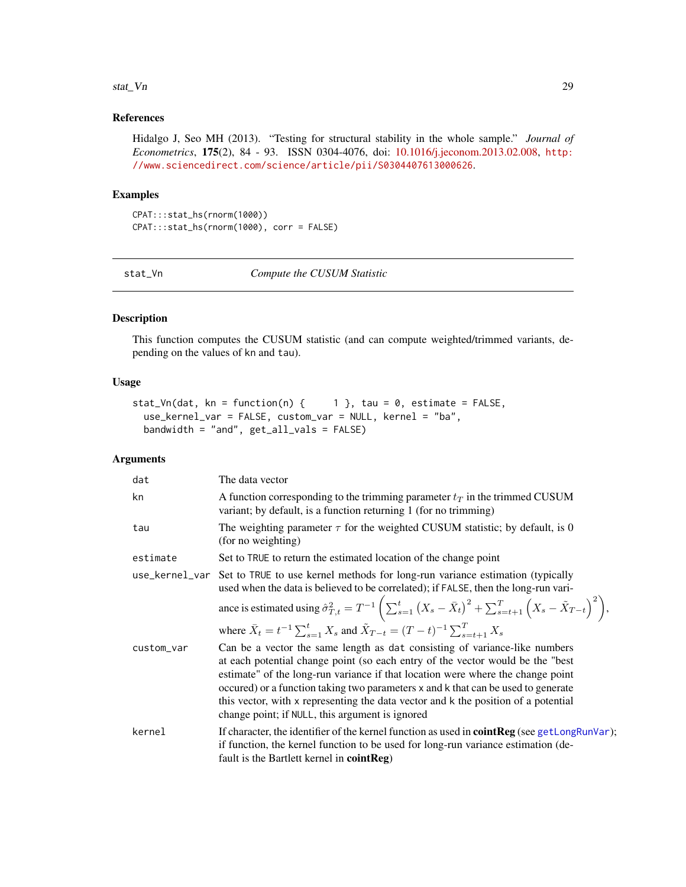## References

Hidalgo J, Seo MH (2013). "Testing for structural stability in the whole sample." *Journal of Econometrics*, **175**(2), 84 - 93. ISSN 0304-4076, doi: 10.1016/j.jeconom.2013.02.008, http://www.sciencedirect.com/science/article/pii/S0304407613000626.

## Examples

```
CPAT:::stat_hs(rnorm(1000))
CPAT:::stat_hs(rnorm(1000), corr = FALSE)
```

---

# stat_Vn — *Compute the CUSUM Statistic*

## Description

This function computes the CUSUM statistic (and can compute weighted/trimmed variants, depending on the values of kn and tau).

## Usage

```
stat_Vn(dat, kn = function(n) {     1 }, tau = 0, estimate = FALSE,
  use_kernel_var = FALSE, custom_var = NULL, kernel = "ba",
  bandwidth = "and", get_all_vals = FALSE)
```

## Arguments

| | |
|---|---|
| dat | The data vector |
| kn | A function corresponding to the trimming parameter $t_T$ in the trimmed CUSUM variant; by default, is a function returning 1 (for no trimming) |
| tau | The weighting parameter $\tau$ for the weighted CUSUM statistic; by default, is 0 (for no weighting) |
| estimate | Set to TRUE to return the estimated location of the change point |
| use_kernel_var | Set to TRUE to use kernel methods for long-run variance estimation (typically used when the data is believed to be correlated); if FALSE, then the long-run variance is estimated using $\hat{\sigma}^2_{T,t} = T^{-1}\left(\sum_{s=1}^{t}\left(X_s - \bar{X}_t\right)^2 + \sum_{s=t+1}^{T}\left(X_s - \tilde{X}_{T-t}\right)^2\right)$, where $\bar{X}_t = t^{-1}\sum_{s=1}^{t} X_s$ and $\tilde{X}_{T-t} = (T-t)^{-1}\sum_{s=t+1}^{T} X_s$ |
| custom_var | Can be a vector the same length as dat consisting of variance-like numbers at each potential change point (so each entry of the vector would be the "best estimate" of the long-run variance if that location were where the change point occured) or a function taking two parameters x and k that can be used to generate this vector, with x representing the data vector and k the position of a potential change point; if NULL, this argument is ignored |
| kernel | If character, the identifier of the kernel function as used in **cointReg** (see getLongRunVar); if function, the kernel function to be used for long-run variance estimation (default is the Bartlett kernel in **cointReg**) |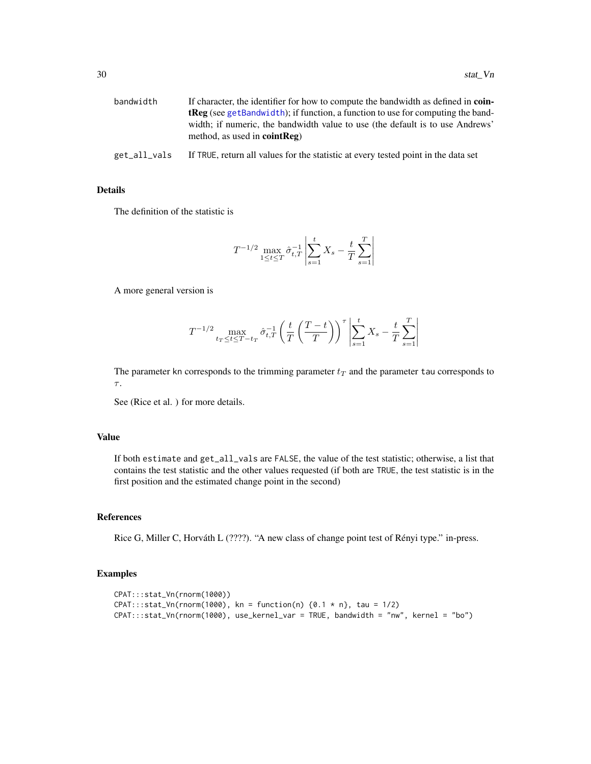bandwidth — If character, the identifier for how to compute the bandwidth as defined in **cointReg** (see `getBandwidth`); if function, a function to use for computing the bandwidth; if numeric, the bandwidth value to use (the default is to use Andrews' method, as used in **cointReg**)

get_all_vals — If TRUE, return all values for the statistic at every tested point in the data set

## Details

The definition of the statistic is

$$T^{-1/2} \max_{1 \leq t \leq T} \hat{\sigma}_{t,T}^{-1} \left| \sum_{s=1}^{t} X_s - \frac{t}{T} \sum_{s=1}^{T} \right|$$

A more general version is

$$T^{-1/2} \max_{t_T \leq t \leq T - t_T} \hat{\sigma}_{t,T}^{-1} \left( \frac{t}{T} \left( \frac{T-t}{T} \right) \right)^{\tau} \left| \sum_{s=1}^{t} X_s - \frac{t}{T} \sum_{s=1}^{T} \right|$$

The parameter kn corresponds to the trimming parameter $t_T$ and the parameter tau corresponds to $\tau$.

See (Rice et al. ) for more details.

## Value

If both estimate and get_all_vals are FALSE, the value of the test statistic; otherwise, a list that contains the test statistic and the other values requested (if both are TRUE, the test statistic is in the first position and the estimated change point in the second)

## References

Rice G, Miller C, Horváth L (????). "A new class of change point test of Rényi type." in-press.

## Examples

```
CPAT:::stat_Vn(rnorm(1000))
CPAT:::stat_Vn(rnorm(1000), kn = function(n) {0.1 * n}, tau = 1/2)
CPAT:::stat_Vn(rnorm(1000), use_kernel_var = TRUE, bandwidth = "nw", kernel = "bo")
```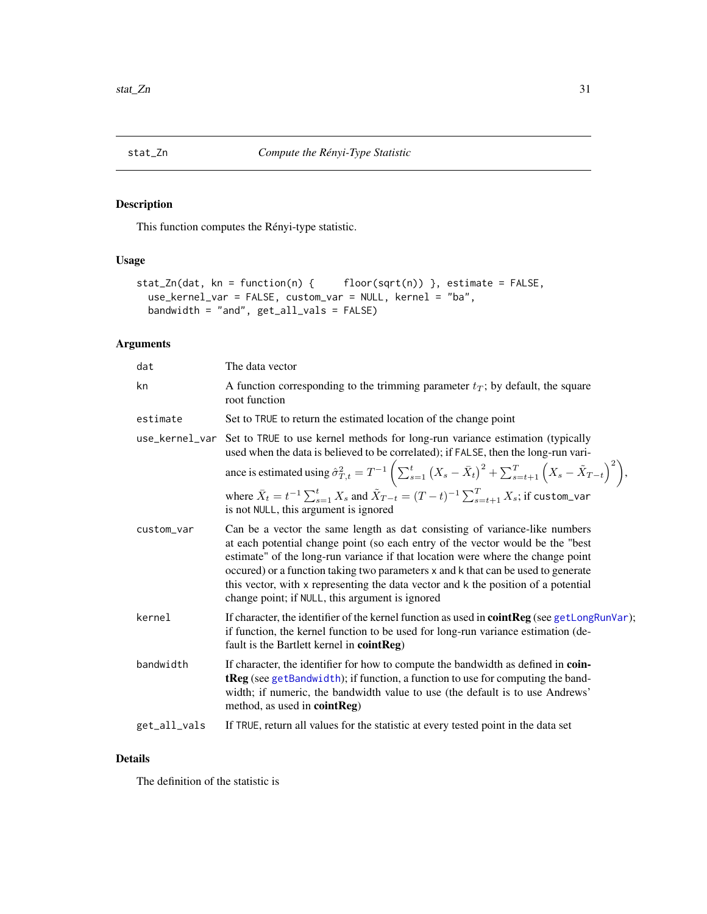## stat_Zn — *Compute the Rényi-Type Statistic*

### Description

This function computes the Rényi-type statistic.

### Usage

```
stat_Zn(dat, kn = function(n) {     floor(sqrt(n)) }, estimate = FALSE,
  use_kernel_var = FALSE, custom_var = NULL, kernel = "ba",
  bandwidth = "and", get_all_vals = FALSE)
```

### Arguments

| | |
|---|---|
| `dat` | The data vector |
| `kn` | A function corresponding to the trimming parameter $t_T$; by default, the square root function |
| `estimate` | Set to `TRUE` to return the estimated location of the change point |
| `use_kernel_var` | Set to `TRUE` to use kernel methods for long-run variance estimation (typically used when the data is believed to be correlated); if `FALSE`, then the long-run variance is estimated using $\hat{\sigma}^2_{T,t} = T^{-1}\left(\sum_{s=1}^{t}\left(X_s - \bar{X}_t\right)^2 + \sum_{s=t+1}^{T}\left(X_s - \tilde{X}_{T-t}\right)^2\right)$, where $\bar{X}_t = t^{-1}\sum_{s=1}^{t} X_s$ and $\tilde{X}_{T-t} = (T-t)^{-1}\sum_{s=t+1}^{T} X_s$; if `custom_var` is not `NULL`, this argument is ignored |
| `custom_var` | Can be a vector the same length as `dat` consisting of variance-like numbers at each potential change point (so each entry of the vector would be the "best estimate" of the long-run variance if that location were where the change point occured) or a function taking two parameters `x` and `k` that can be used to generate this vector, with `x` representing the data vector and `k` the position of a potential change point; if `NULL`, this argument is ignored |
| `kernel` | If character, the identifier of the kernel function as used in **cointReg** (see `getLongRunVar`); if function, the kernel function to be used for long-run variance estimation (default is the Bartlett kernel in **cointReg**) |
| `bandwidth` | If character, the identifier for how to compute the bandwidth as defined in **cointReg** (see `getBandwidth`); if function, a function to use for computing the bandwidth; if numeric, the bandwidth value to use (the default is to use Andrews' method, as used in **cointReg**) |
| `get_all_vals` | If `TRUE`, return all values for the statistic at every tested point in the data set |

### Details

The definition of the statistic is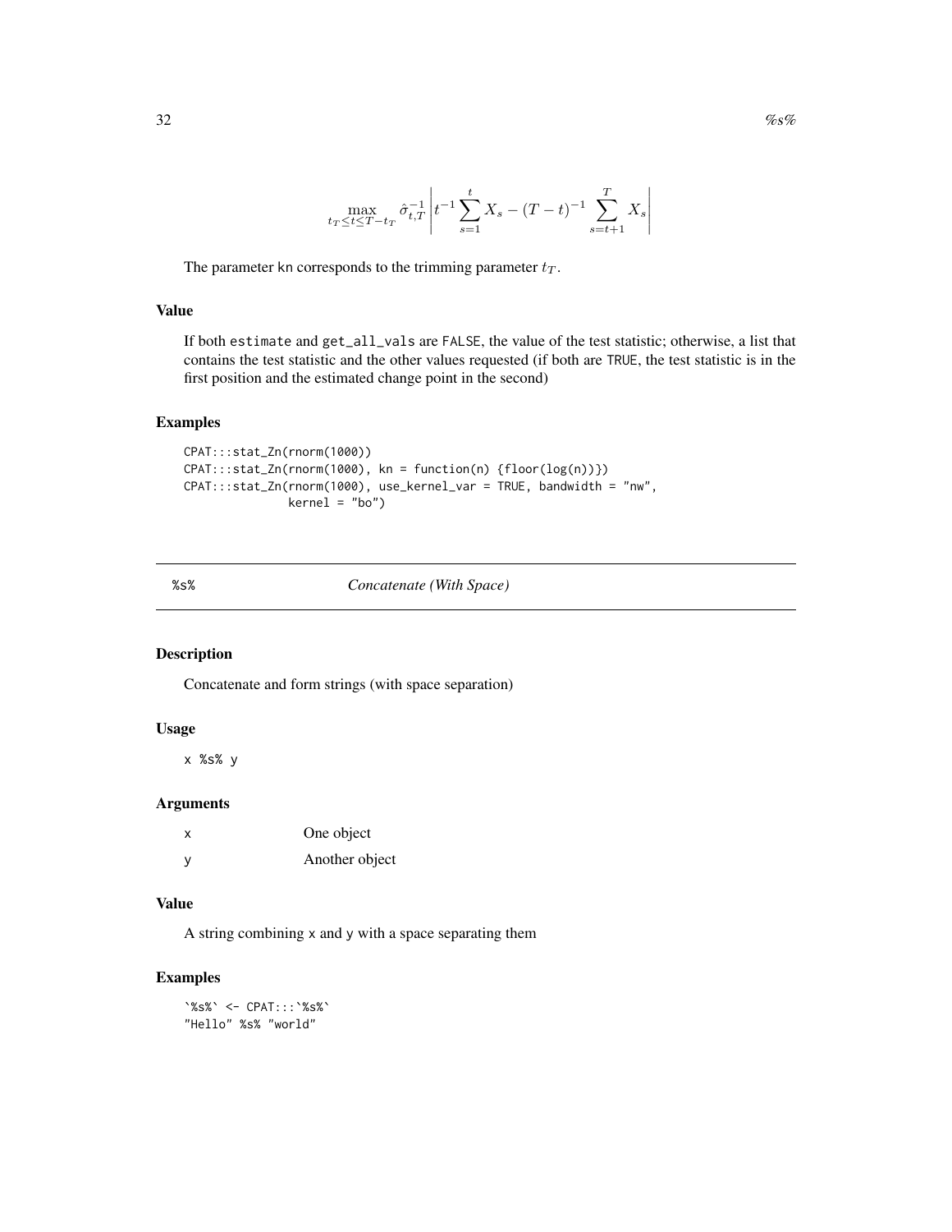$$\max_{t_T \leq t \leq T - t_T} \hat{\sigma}_{t,T}^{-1} \left| t^{-1} \sum_{s=1}^{t} X_s - (T-t)^{-1} \sum_{s=t+1}^{T} X_s \right|$$

The parameter kn corresponds to the trimming parameter $t_T$.

### Value

If both estimate and get_all_vals are FALSE, the value of the test statistic; otherwise, a list that contains the test statistic and the other values requested (if both are TRUE, the test statistic is in the first position and the estimated change point in the second)

### Examples

```
CPAT:::stat_Zn(rnorm(1000))
CPAT:::stat_Zn(rnorm(1000), kn = function(n) {floor(log(n))})
CPAT:::stat_Zn(rnorm(1000), use_kernel_var = TRUE, bandwidth = "nw",
               kernel = "bo")
```

---

## %s% — *Concatenate (With Space)*

### Description

Concatenate and form strings (with space separation)

### Usage

```
x %s% y
```

### Arguments

| | |
|---|---|
| x | One object |
| y | Another object |

### Value

A string combining x and y with a space separating them

### Examples

```
`%s%` <- CPAT:::`%s%`
"Hello" %s% "world"
```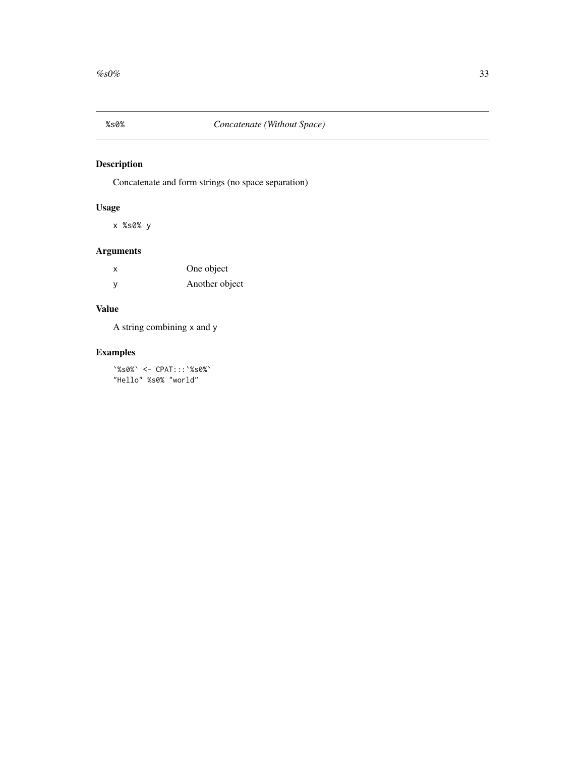## %s0% *Concatenate (Without Space)*

### Description

Concatenate and form strings (no space separation)

### Usage

```
x %s0% y
```

### Arguments

| | |
|---|---|
| x | One object |
| y | Another object |

### Value

A string combining `x` and `y`

### Examples

```
`%s0%` <- CPAT:::`%s0%`
"Hello" %s0% "world"
```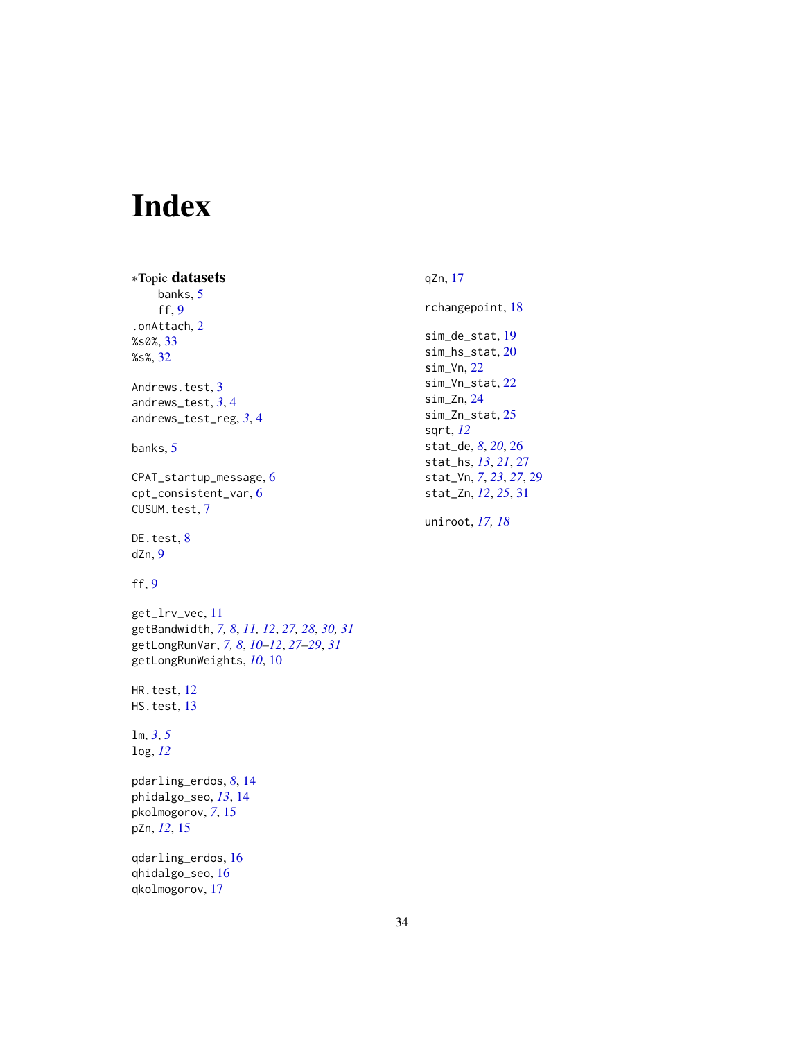# Index

∗Topic **datasets**
- banks, 5
- ff, 9

.onAttach, 2
%s0%, 33
%s%, 32

Andrews.test, 3
andrews_test, *3*, 4
andrews_test_reg, *3*, 4

banks, 5

CPAT_startup_message, 6
cpt_consistent_var, 6
CUSUM.test, 7

DE.test, 8
dZn, 9

ff, 9

get_lrv_vec, 11
getBandwidth, *7, 8*, *11, 12*, *27, 28*, *30, 31*
getLongRunVar, *7, 8*, *10–12*, *27–29*, *31*
getLongRunWeights, *10*, 10

HR.test, 12
HS.test, 13

lm, *3*, *5*
log, *12*

pdarling_erdos, *8*, 14
phidalgo_seo, *13*, 14
pkolmogorov, *7*, 15
pZn, *12*, 15

qdarling_erdos, 16
qhidalgo_seo, 16
qkolmogorov, 17
qZn, 17

rchangepoint, 18

sim_de_stat, 19
sim_hs_stat, 20
sim_Vn, 22
sim_Vn_stat, 22
sim_Zn, 24
sim_Zn_stat, 25
sqrt, *12*
stat_de, *8*, *20*, 26
stat_hs, *13*, *21*, 27
stat_Vn, *7*, *23*, *27*, 29
stat_Zn, *12*, *25*, 31

uniroot, *17, 18*